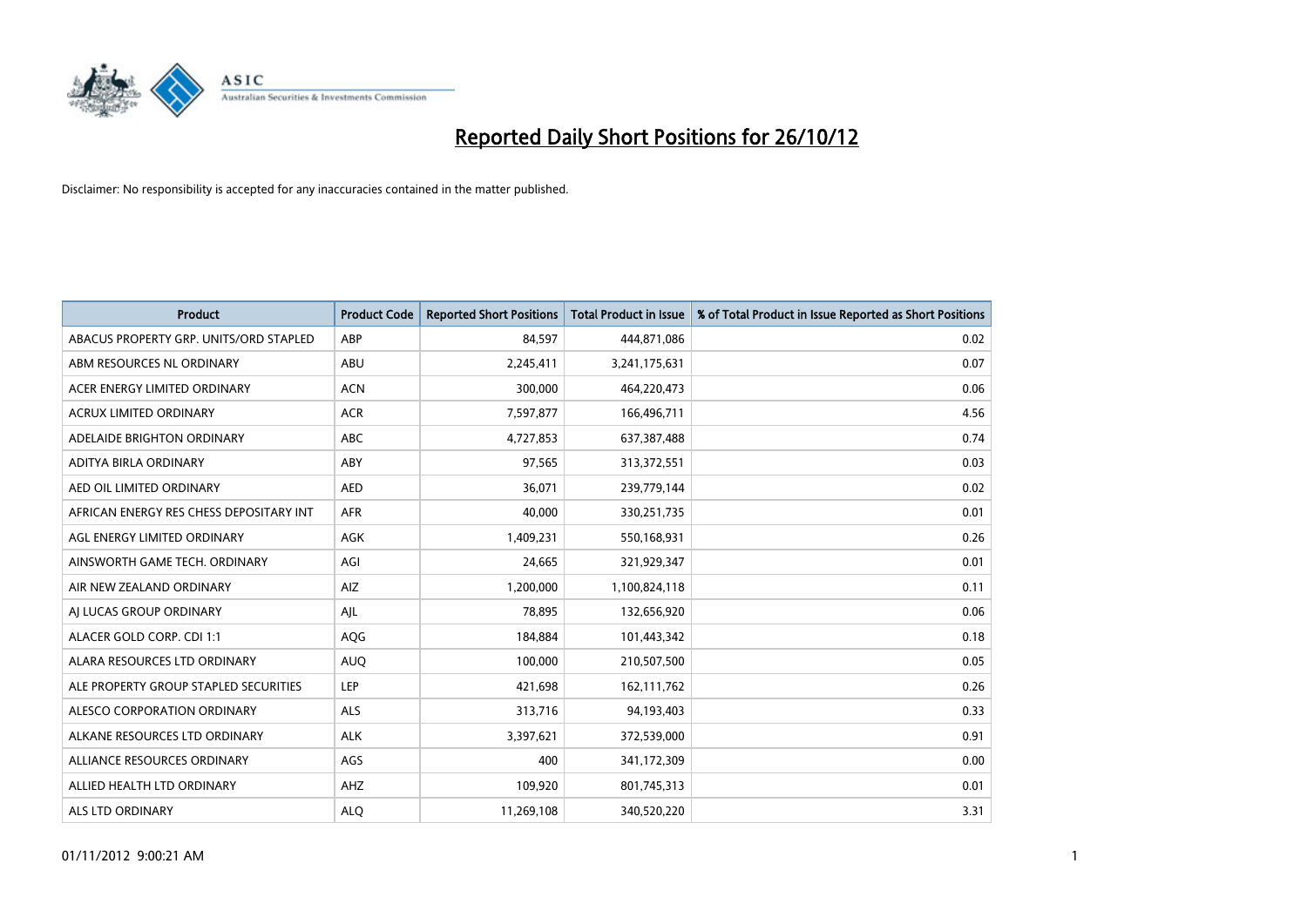# Reported Daily Short Positions for 26/10/12

Disclaimer: No responsibility is accepted for any inaccuracies contained in the matter published.

| Product | Product Code | Reported Short Positions | Total Product in Issue | % of Total Product in Issue Reported as Short Positions |
|---|---|---|---|---|
| ABACUS PROPERTY GRP. UNITS/ORD STAPLED | ABP | 84,597 | 444,871,086 | 0.02 |
| ABM RESOURCES NL ORDINARY | ABU | 2,245,411 | 3,241,175,631 | 0.07 |
| ACER ENERGY LIMITED ORDINARY | ACN | 300,000 | 464,220,473 | 0.06 |
| ACRUX LIMITED ORDINARY | ACR | 7,597,877 | 166,496,711 | 4.56 |
| ADELAIDE BRIGHTON ORDINARY | ABC | 4,727,853 | 637,387,488 | 0.74 |
| ADITYA BIRLA ORDINARY | ABY | 97,565 | 313,372,551 | 0.03 |
| AED OIL LIMITED ORDINARY | AED | 36,071 | 239,779,144 | 0.02 |
| AFRICAN ENERGY RES CHESS DEPOSITARY INT | AFR | 40,000 | 330,251,735 | 0.01 |
| AGL ENERGY LIMITED ORDINARY | AGK | 1,409,231 | 550,168,931 | 0.26 |
| AINSWORTH GAME TECH. ORDINARY | AGI | 24,665 | 321,929,347 | 0.01 |
| AIR NEW ZEALAND ORDINARY | AIZ | 1,200,000 | 1,100,824,118 | 0.11 |
| AJ LUCAS GROUP ORDINARY | AJL | 78,895 | 132,656,920 | 0.06 |
| ALACER GOLD CORP. CDI 1:1 | AQG | 184,884 | 101,443,342 | 0.18 |
| ALARA RESOURCES LTD ORDINARY | AUQ | 100,000 | 210,507,500 | 0.05 |
| ALE PROPERTY GROUP STAPLED SECURITIES | LEP | 421,698 | 162,111,762 | 0.26 |
| ALESCO CORPORATION ORDINARY | ALS | 313,716 | 94,193,403 | 0.33 |
| ALKANE RESOURCES LTD ORDINARY | ALK | 3,397,621 | 372,539,000 | 0.91 |
| ALLIANCE RESOURCES ORDINARY | AGS | 400 | 341,172,309 | 0.00 |
| ALLIED HEALTH LTD ORDINARY | AHZ | 109,920 | 801,745,313 | 0.01 |
| ALS LTD ORDINARY | ALQ | 11,269,108 | 340,520,220 | 3.31 |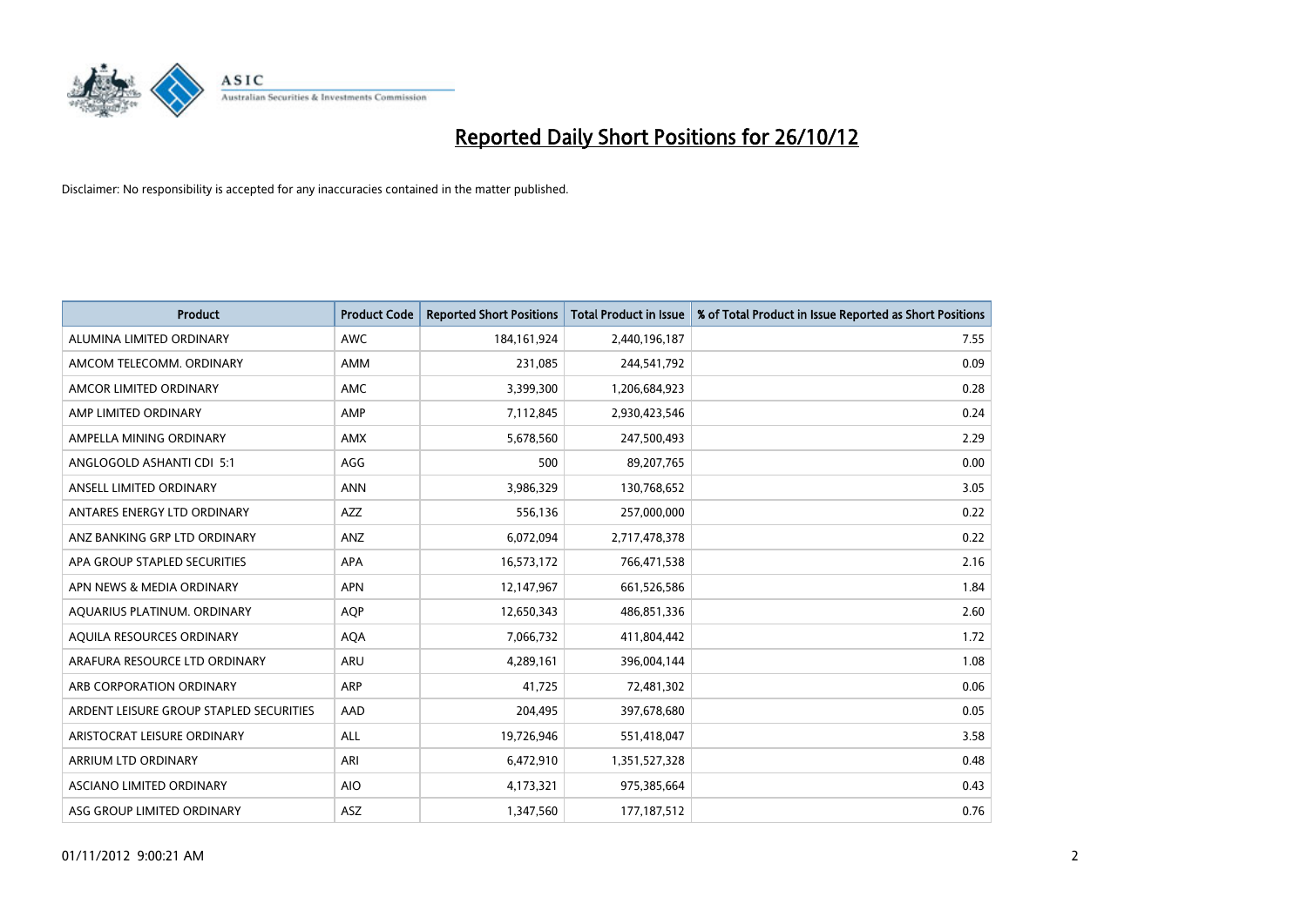# Reported Daily Short Positions for 26/10/12

Disclaimer: No responsibility is accepted for any inaccuracies contained in the matter published.

| Product | Product Code | Reported Short Positions | Total Product in Issue | % of Total Product in Issue Reported as Short Positions |
|---|---|---|---|---|
| ALUMINA LIMITED ORDINARY | AWC | 184,161,924 | 2,440,196,187 | 7.55 |
| AMCOM TELECOMM. ORDINARY | AMM | 231,085 | 244,541,792 | 0.09 |
| AMCOR LIMITED ORDINARY | AMC | 3,399,300 | 1,206,684,923 | 0.28 |
| AMP LIMITED ORDINARY | AMP | 7,112,845 | 2,930,423,546 | 0.24 |
| AMPELLA MINING ORDINARY | AMX | 5,678,560 | 247,500,493 | 2.29 |
| ANGLOGOLD ASHANTI CDI 5:1 | AGG | 500 | 89,207,765 | 0.00 |
| ANSELL LIMITED ORDINARY | ANN | 3,986,329 | 130,768,652 | 3.05 |
| ANTARES ENERGY LTD ORDINARY | AZZ | 556,136 | 257,000,000 | 0.22 |
| ANZ BANKING GRP LTD ORDINARY | ANZ | 6,072,094 | 2,717,478,378 | 0.22 |
| APA GROUP STAPLED SECURITIES | APA | 16,573,172 | 766,471,538 | 2.16 |
| APN NEWS & MEDIA ORDINARY | APN | 12,147,967 | 661,526,586 | 1.84 |
| AQUARIUS PLATINUM. ORDINARY | AQP | 12,650,343 | 486,851,336 | 2.60 |
| AQUILA RESOURCES ORDINARY | AQA | 7,066,732 | 411,804,442 | 1.72 |
| ARAFURA RESOURCE LTD ORDINARY | ARU | 4,289,161 | 396,004,144 | 1.08 |
| ARB CORPORATION ORDINARY | ARP | 41,725 | 72,481,302 | 0.06 |
| ARDENT LEISURE GROUP STAPLED SECURITIES | AAD | 204,495 | 397,678,680 | 0.05 |
| ARISTOCRAT LEISURE ORDINARY | ALL | 19,726,946 | 551,418,047 | 3.58 |
| ARRIUM LTD ORDINARY | ARI | 6,472,910 | 1,351,527,328 | 0.48 |
| ASCIANO LIMITED ORDINARY | AIO | 4,173,321 | 975,385,664 | 0.43 |
| ASG GROUP LIMITED ORDINARY | ASZ | 1,347,560 | 177,187,512 | 0.76 |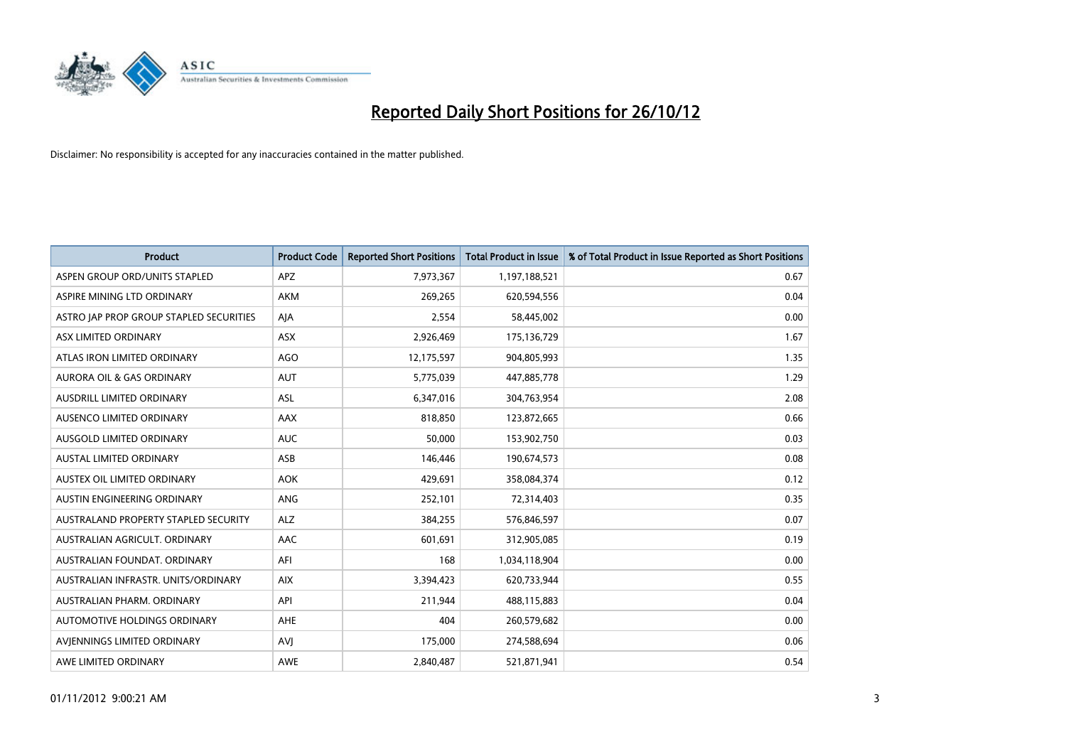# Reported Daily Short Positions for 26/10/12

Disclaimer: No responsibility is accepted for any inaccuracies contained in the matter published.

| Product | Product Code | Reported Short Positions | Total Product in Issue | % of Total Product in Issue Reported as Short Positions |
|---|---|---|---|---|
| ASPEN GROUP ORD/UNITS STAPLED | APZ | 7,973,367 | 1,197,188,521 | 0.67 |
| ASPIRE MINING LTD ORDINARY | AKM | 269,265 | 620,594,556 | 0.04 |
| ASTRO JAP PROP GROUP STAPLED SECURITIES | AJA | 2,554 | 58,445,002 | 0.00 |
| ASX LIMITED ORDINARY | ASX | 2,926,469 | 175,136,729 | 1.67 |
| ATLAS IRON LIMITED ORDINARY | AGO | 12,175,597 | 904,805,993 | 1.35 |
| AURORA OIL & GAS ORDINARY | AUT | 5,775,039 | 447,885,778 | 1.29 |
| AUSDRILL LIMITED ORDINARY | ASL | 6,347,016 | 304,763,954 | 2.08 |
| AUSENCO LIMITED ORDINARY | AAX | 818,850 | 123,872,665 | 0.66 |
| AUSGOLD LIMITED ORDINARY | AUC | 50,000 | 153,902,750 | 0.03 |
| AUSTAL LIMITED ORDINARY | ASB | 146,446 | 190,674,573 | 0.08 |
| AUSTEX OIL LIMITED ORDINARY | AOK | 429,691 | 358,084,374 | 0.12 |
| AUSTIN ENGINEERING ORDINARY | ANG | 252,101 | 72,314,403 | 0.35 |
| AUSTRALAND PROPERTY STAPLED SECURITY | ALZ | 384,255 | 576,846,597 | 0.07 |
| AUSTRALIAN AGRICULT. ORDINARY | AAC | 601,691 | 312,905,085 | 0.19 |
| AUSTRALIAN FOUNDAT. ORDINARY | AFI | 168 | 1,034,118,904 | 0.00 |
| AUSTRALIAN INFRASTR. UNITS/ORDINARY | AIX | 3,394,423 | 620,733,944 | 0.55 |
| AUSTRALIAN PHARM. ORDINARY | API | 211,944 | 488,115,883 | 0.04 |
| AUTOMOTIVE HOLDINGS ORDINARY | AHE | 404 | 260,579,682 | 0.00 |
| AVJENNINGS LIMITED ORDINARY | AVJ | 175,000 | 274,588,694 | 0.06 |
| AWE LIMITED ORDINARY | AWE | 2,840,487 | 521,871,941 | 0.54 |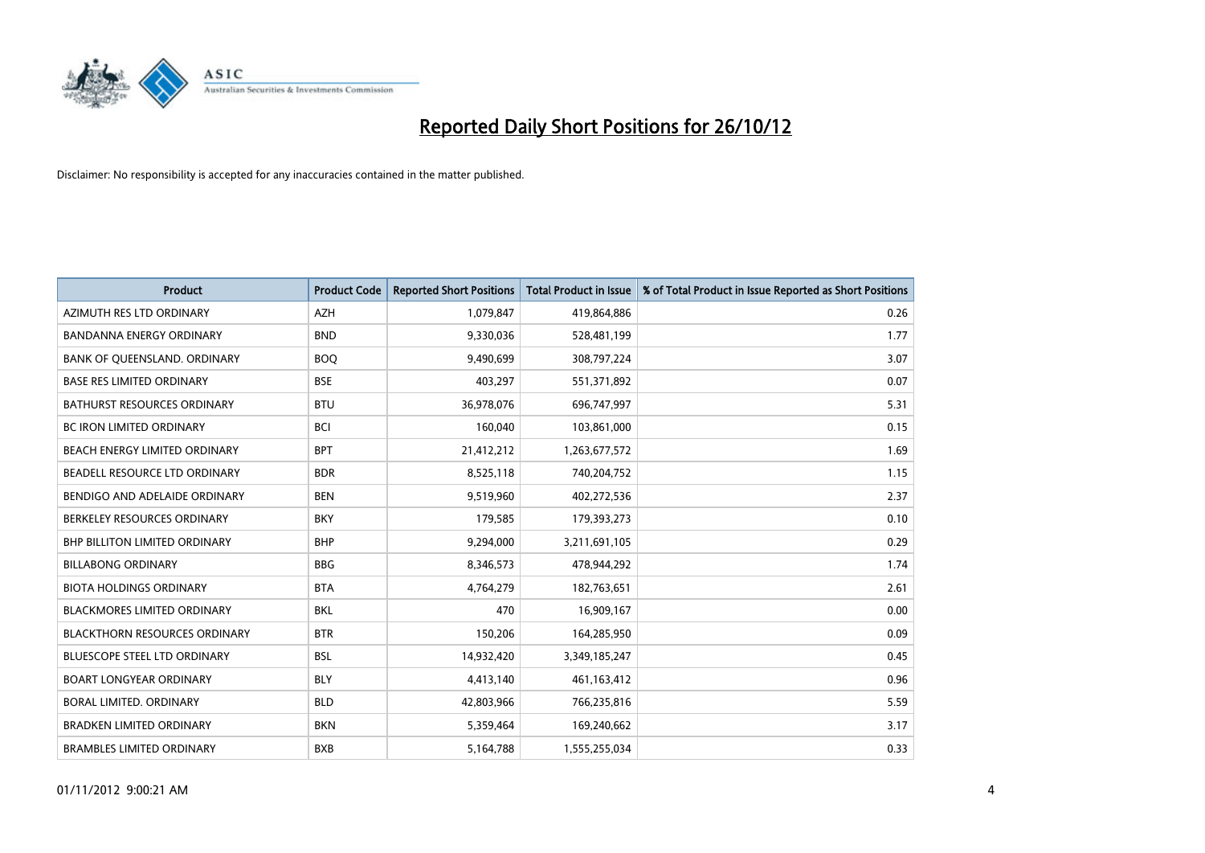# Reported Daily Short Positions for 26/10/12

Disclaimer: No responsibility is accepted for any inaccuracies contained in the matter published.

| Product | Product Code | Reported Short Positions | Total Product in Issue | % of Total Product in Issue Reported as Short Positions |
|---|---|---|---|---|
| AZIMUTH RES LTD ORDINARY | AZH | 1,079,847 | 419,864,886 | 0.26 |
| BANDANNA ENERGY ORDINARY | BND | 9,330,036 | 528,481,199 | 1.77 |
| BANK OF QUEENSLAND. ORDINARY | BOQ | 9,490,699 | 308,797,224 | 3.07 |
| BASE RES LIMITED ORDINARY | BSE | 403,297 | 551,371,892 | 0.07 |
| BATHURST RESOURCES ORDINARY | BTU | 36,978,076 | 696,747,997 | 5.31 |
| BC IRON LIMITED ORDINARY | BCI | 160,040 | 103,861,000 | 0.15 |
| BEACH ENERGY LIMITED ORDINARY | BPT | 21,412,212 | 1,263,677,572 | 1.69 |
| BEADELL RESOURCE LTD ORDINARY | BDR | 8,525,118 | 740,204,752 | 1.15 |
| BENDIGO AND ADELAIDE ORDINARY | BEN | 9,519,960 | 402,272,536 | 2.37 |
| BERKELEY RESOURCES ORDINARY | BKY | 179,585 | 179,393,273 | 0.10 |
| BHP BILLITON LIMITED ORDINARY | BHP | 9,294,000 | 3,211,691,105 | 0.29 |
| BILLABONG ORDINARY | BBG | 8,346,573 | 478,944,292 | 1.74 |
| BIOTA HOLDINGS ORDINARY | BTA | 4,764,279 | 182,763,651 | 2.61 |
| BLACKMORES LIMITED ORDINARY | BKL | 470 | 16,909,167 | 0.00 |
| BLACKTHORN RESOURCES ORDINARY | BTR | 150,206 | 164,285,950 | 0.09 |
| BLUESCOPE STEEL LTD ORDINARY | BSL | 14,932,420 | 3,349,185,247 | 0.45 |
| BOART LONGYEAR ORDINARY | BLY | 4,413,140 | 461,163,412 | 0.96 |
| BORAL LIMITED. ORDINARY | BLD | 42,803,966 | 766,235,816 | 5.59 |
| BRADKEN LIMITED ORDINARY | BKN | 5,359,464 | 169,240,662 | 3.17 |
| BRAMBLES LIMITED ORDINARY | BXB | 5,164,788 | 1,555,255,034 | 0.33 |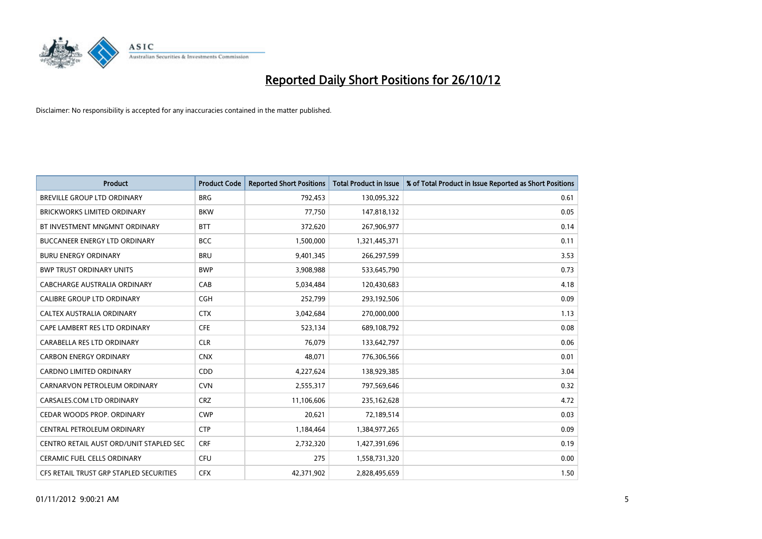# Reported Daily Short Positions for 26/10/12

Disclaimer: No responsibility is accepted for any inaccuracies contained in the matter published.

| Product | Product Code | Reported Short Positions | Total Product in Issue | % of Total Product in Issue Reported as Short Positions |
|---|---|---|---|---|
| BREVILLE GROUP LTD ORDINARY | BRG | 792,453 | 130,095,322 | 0.61 |
| BRICKWORKS LIMITED ORDINARY | BKW | 77,750 | 147,818,132 | 0.05 |
| BT INVESTMENT MNGMNT ORDINARY | BTT | 372,620 | 267,906,977 | 0.14 |
| BUCCANEER ENERGY LTD ORDINARY | BCC | 1,500,000 | 1,321,445,371 | 0.11 |
| BURU ENERGY ORDINARY | BRU | 9,401,345 | 266,297,599 | 3.53 |
| BWP TRUST ORDINARY UNITS | BWP | 3,908,988 | 533,645,790 | 0.73 |
| CABCHARGE AUSTRALIA ORDINARY | CAB | 5,034,484 | 120,430,683 | 4.18 |
| CALIBRE GROUP LTD ORDINARY | CGH | 252,799 | 293,192,506 | 0.09 |
| CALTEX AUSTRALIA ORDINARY | CTX | 3,042,684 | 270,000,000 | 1.13 |
| CAPE LAMBERT RES LTD ORDINARY | CFE | 523,134 | 689,108,792 | 0.08 |
| CARABELLA RES LTD ORDINARY | CLR | 76,079 | 133,642,797 | 0.06 |
| CARBON ENERGY ORDINARY | CNX | 48,071 | 776,306,566 | 0.01 |
| CARDNO LIMITED ORDINARY | CDD | 4,227,624 | 138,929,385 | 3.04 |
| CARNARVON PETROLEUM ORDINARY | CVN | 2,555,317 | 797,569,646 | 0.32 |
| CARSALES.COM LTD ORDINARY | CRZ | 11,106,606 | 235,162,628 | 4.72 |
| CEDAR WOODS PROP. ORDINARY | CWP | 20,621 | 72,189,514 | 0.03 |
| CENTRAL PETROLEUM ORDINARY | CTP | 1,184,464 | 1,384,977,265 | 0.09 |
| CENTRO RETAIL AUST ORD/UNIT STAPLED SEC | CRF | 2,732,320 | 1,427,391,696 | 0.19 |
| CERAMIC FUEL CELLS ORDINARY | CFU | 275 | 1,558,731,320 | 0.00 |
| CFS RETAIL TRUST GRP STAPLED SECURITIES | CFX | 42,371,902 | 2,828,495,659 | 1.50 |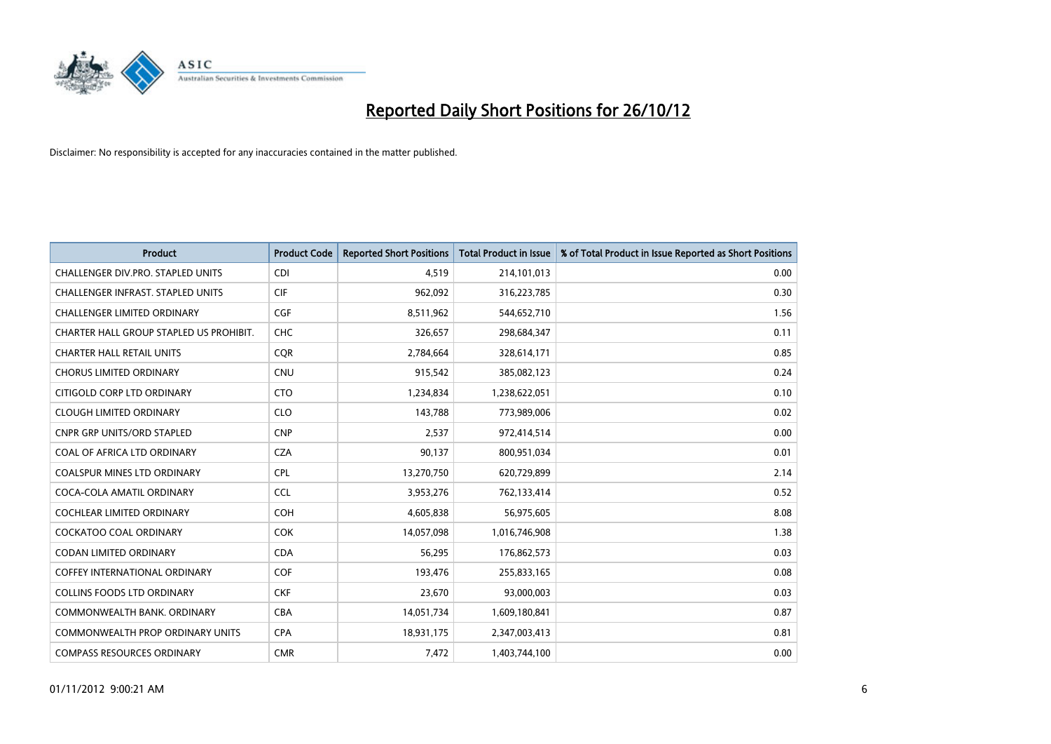# Reported Daily Short Positions for 26/10/12

Disclaimer: No responsibility is accepted for any inaccuracies contained in the matter published.

| Product | Product Code | Reported Short Positions | Total Product in Issue | % of Total Product in Issue Reported as Short Positions |
|---|---|---|---|---|
| CHALLENGER DIV.PRO. STAPLED UNITS | CDI | 4,519 | 214,101,013 | 0.00 |
| CHALLENGER INFRAST. STAPLED UNITS | CIF | 962,092 | 316,223,785 | 0.30 |
| CHALLENGER LIMITED ORDINARY | CGF | 8,511,962 | 544,652,710 | 1.56 |
| CHARTER HALL GROUP STAPLED US PROHIBIT. | CHC | 326,657 | 298,684,347 | 0.11 |
| CHARTER HALL RETAIL UNITS | CQR | 2,784,664 | 328,614,171 | 0.85 |
| CHORUS LIMITED ORDINARY | CNU | 915,542 | 385,082,123 | 0.24 |
| CITIGOLD CORP LTD ORDINARY | CTO | 1,234,834 | 1,238,622,051 | 0.10 |
| CLOUGH LIMITED ORDINARY | CLO | 143,788 | 773,989,006 | 0.02 |
| CNPR GRP UNITS/ORD STAPLED | CNP | 2,537 | 972,414,514 | 0.00 |
| COAL OF AFRICA LTD ORDINARY | CZA | 90,137 | 800,951,034 | 0.01 |
| COALSPUR MINES LTD ORDINARY | CPL | 13,270,750 | 620,729,899 | 2.14 |
| COCA-COLA AMATIL ORDINARY | CCL | 3,953,276 | 762,133,414 | 0.52 |
| COCHLEAR LIMITED ORDINARY | COH | 4,605,838 | 56,975,605 | 8.08 |
| COCKATOO COAL ORDINARY | COK | 14,057,098 | 1,016,746,908 | 1.38 |
| CODAN LIMITED ORDINARY | CDA | 56,295 | 176,862,573 | 0.03 |
| COFFEY INTERNATIONAL ORDINARY | COF | 193,476 | 255,833,165 | 0.08 |
| COLLINS FOODS LTD ORDINARY | CKF | 23,670 | 93,000,003 | 0.03 |
| COMMONWEALTH BANK. ORDINARY | CBA | 14,051,734 | 1,609,180,841 | 0.87 |
| COMMONWEALTH PROP ORDINARY UNITS | CPA | 18,931,175 | 2,347,003,413 | 0.81 |
| COMPASS RESOURCES ORDINARY | CMR | 7,472 | 1,403,744,100 | 0.00 |

01/11/2012 9:00:21 AM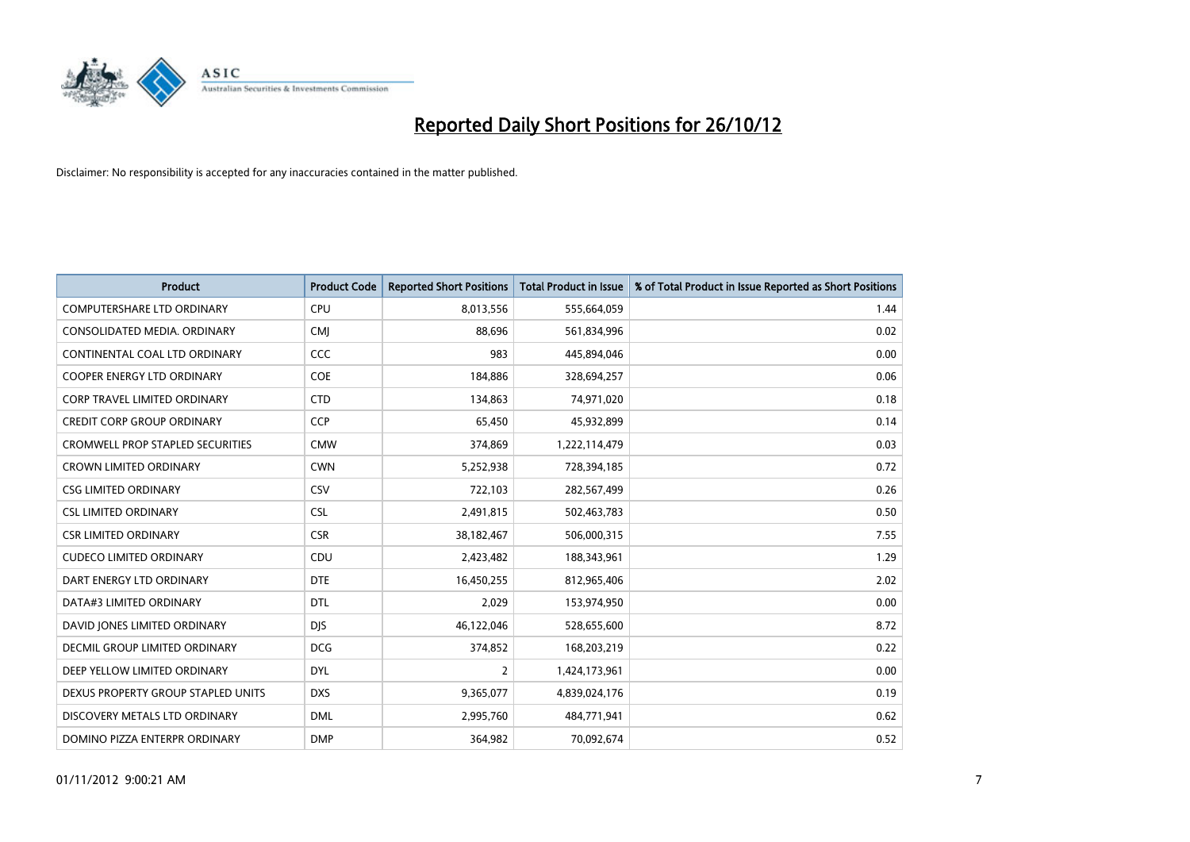# Reported Daily Short Positions for 26/10/12

Disclaimer: No responsibility is accepted for any inaccuracies contained in the matter published.

| Product | Product Code | Reported Short Positions | Total Product in Issue | % of Total Product in Issue Reported as Short Positions |
| --- | --- | --- | --- | --- |
| COMPUTERSHARE LTD ORDINARY | CPU | 8,013,556 | 555,664,059 | 1.44 |
| CONSOLIDATED MEDIA. ORDINARY | CMJ | 88,696 | 561,834,996 | 0.02 |
| CONTINENTAL COAL LTD ORDINARY | CCC | 983 | 445,894,046 | 0.00 |
| COOPER ENERGY LTD ORDINARY | COE | 184,886 | 328,694,257 | 0.06 |
| CORP TRAVEL LIMITED ORDINARY | CTD | 134,863 | 74,971,020 | 0.18 |
| CREDIT CORP GROUP ORDINARY | CCP | 65,450 | 45,932,899 | 0.14 |
| CROMWELL PROP STAPLED SECURITIES | CMW | 374,869 | 1,222,114,479 | 0.03 |
| CROWN LIMITED ORDINARY | CWN | 5,252,938 | 728,394,185 | 0.72 |
| CSG LIMITED ORDINARY | CSV | 722,103 | 282,567,499 | 0.26 |
| CSL LIMITED ORDINARY | CSL | 2,491,815 | 502,463,783 | 0.50 |
| CSR LIMITED ORDINARY | CSR | 38,182,467 | 506,000,315 | 7.55 |
| CUDECO LIMITED ORDINARY | CDU | 2,423,482 | 188,343,961 | 1.29 |
| DART ENERGY LTD ORDINARY | DTE | 16,450,255 | 812,965,406 | 2.02 |
| DATA#3 LIMITED ORDINARY | DTL | 2,029 | 153,974,950 | 0.00 |
| DAVID JONES LIMITED ORDINARY | DJS | 46,122,046 | 528,655,600 | 8.72 |
| DECMIL GROUP LIMITED ORDINARY | DCG | 374,852 | 168,203,219 | 0.22 |
| DEEP YELLOW LIMITED ORDINARY | DYL | 2 | 1,424,173,961 | 0.00 |
| DEXUS PROPERTY GROUP STAPLED UNITS | DXS | 9,365,077 | 4,839,024,176 | 0.19 |
| DISCOVERY METALS LTD ORDINARY | DML | 2,995,760 | 484,771,941 | 0.62 |
| DOMINO PIZZA ENTERPR ORDINARY | DMP | 364,982 | 70,092,674 | 0.52 |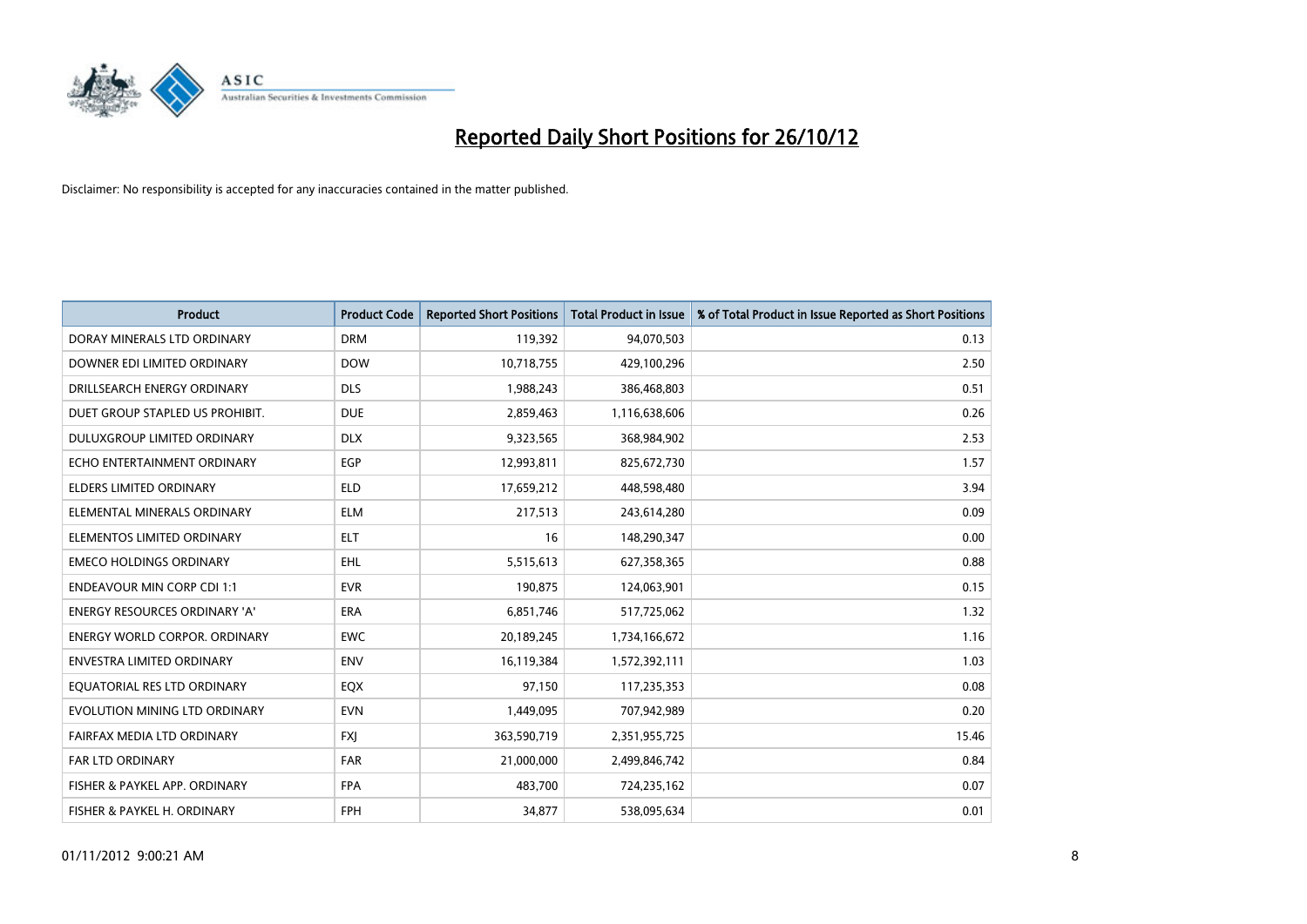# Reported Daily Short Positions for 26/10/12

Disclaimer: No responsibility is accepted for any inaccuracies contained in the matter published.

| Product | Product Code | Reported Short Positions | Total Product in Issue | % of Total Product in Issue Reported as Short Positions |
|---|---|---|---|---|
| DORAY MINERALS LTD ORDINARY | DRM | 119,392 | 94,070,503 | 0.13 |
| DOWNER EDI LIMITED ORDINARY | DOW | 10,718,755 | 429,100,296 | 2.50 |
| DRILLSEARCH ENERGY ORDINARY | DLS | 1,988,243 | 386,468,803 | 0.51 |
| DUET GROUP STAPLED US PROHIBIT. | DUE | 2,859,463 | 1,116,638,606 | 0.26 |
| DULUXGROUP LIMITED ORDINARY | DLX | 9,323,565 | 368,984,902 | 2.53 |
| ECHO ENTERTAINMENT ORDINARY | EGP | 12,993,811 | 825,672,730 | 1.57 |
| ELDERS LIMITED ORDINARY | ELD | 17,659,212 | 448,598,480 | 3.94 |
| ELEMENTAL MINERALS ORDINARY | ELM | 217,513 | 243,614,280 | 0.09 |
| ELEMENTOS LIMITED ORDINARY | ELT | 16 | 148,290,347 | 0.00 |
| EMECO HOLDINGS ORDINARY | EHL | 5,515,613 | 627,358,365 | 0.88 |
| ENDEAVOUR MIN CORP CDI 1:1 | EVR | 190,875 | 124,063,901 | 0.15 |
| ENERGY RESOURCES ORDINARY 'A' | ERA | 6,851,746 | 517,725,062 | 1.32 |
| ENERGY WORLD CORPOR. ORDINARY | EWC | 20,189,245 | 1,734,166,672 | 1.16 |
| ENVESTRA LIMITED ORDINARY | ENV | 16,119,384 | 1,572,392,111 | 1.03 |
| EQUATORIAL RES LTD ORDINARY | EQX | 97,150 | 117,235,353 | 0.08 |
| EVOLUTION MINING LTD ORDINARY | EVN | 1,449,095 | 707,942,989 | 0.20 |
| FAIRFAX MEDIA LTD ORDINARY | FXJ | 363,590,719 | 2,351,955,725 | 15.46 |
| FAR LTD ORDINARY | FAR | 21,000,000 | 2,499,846,742 | 0.84 |
| FISHER & PAYKEL APP. ORDINARY | FPA | 483,700 | 724,235,162 | 0.07 |
| FISHER & PAYKEL H. ORDINARY | FPH | 34,877 | 538,095,634 | 0.01 |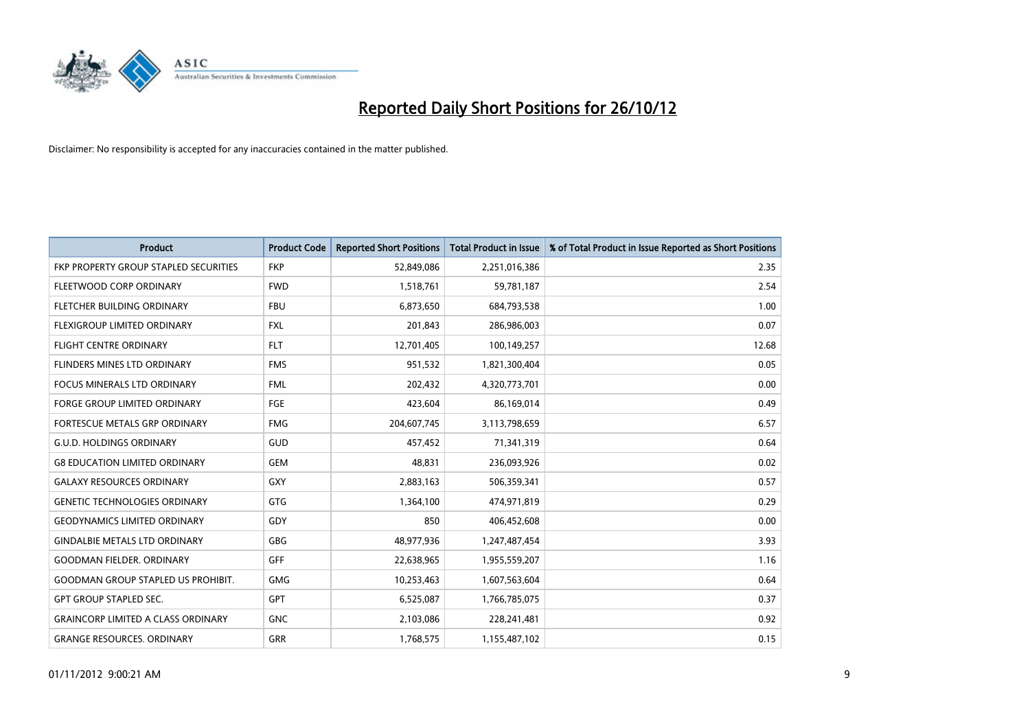# Reported Daily Short Positions for 26/10/12

Disclaimer: No responsibility is accepted for any inaccuracies contained in the matter published.

| Product | Product Code | Reported Short Positions | Total Product in Issue | % of Total Product in Issue Reported as Short Positions |
|---|---|---|---|---|
| FKP PROPERTY GROUP STAPLED SECURITIES | FKP | 52,849,086 | 2,251,016,386 | 2.35 |
| FLEETWOOD CORP ORDINARY | FWD | 1,518,761 | 59,781,187 | 2.54 |
| FLETCHER BUILDING ORDINARY | FBU | 6,873,650 | 684,793,538 | 1.00 |
| FLEXIGROUP LIMITED ORDINARY | FXL | 201,843 | 286,986,003 | 0.07 |
| FLIGHT CENTRE ORDINARY | FLT | 12,701,405 | 100,149,257 | 12.68 |
| FLINDERS MINES LTD ORDINARY | FMS | 951,532 | 1,821,300,404 | 0.05 |
| FOCUS MINERALS LTD ORDINARY | FML | 202,432 | 4,320,773,701 | 0.00 |
| FORGE GROUP LIMITED ORDINARY | FGE | 423,604 | 86,169,014 | 0.49 |
| FORTESCUE METALS GRP ORDINARY | FMG | 204,607,745 | 3,113,798,659 | 6.57 |
| G.U.D. HOLDINGS ORDINARY | GUD | 457,452 | 71,341,319 | 0.64 |
| G8 EDUCATION LIMITED ORDINARY | GEM | 48,831 | 236,093,926 | 0.02 |
| GALAXY RESOURCES ORDINARY | GXY | 2,883,163 | 506,359,341 | 0.57 |
| GENETIC TECHNOLOGIES ORDINARY | GTG | 1,364,100 | 474,971,819 | 0.29 |
| GEODYNAMICS LIMITED ORDINARY | GDY | 850 | 406,452,608 | 0.00 |
| GINDALBIE METALS LTD ORDINARY | GBG | 48,977,936 | 1,247,487,454 | 3.93 |
| GOODMAN FIELDER. ORDINARY | GFF | 22,638,965 | 1,955,559,207 | 1.16 |
| GOODMAN GROUP STAPLED US PROHIBIT. | GMG | 10,253,463 | 1,607,563,604 | 0.64 |
| GPT GROUP STAPLED SEC. | GPT | 6,525,087 | 1,766,785,075 | 0.37 |
| GRAINCORP LIMITED A CLASS ORDINARY | GNC | 2,103,086 | 228,241,481 | 0.92 |
| GRANGE RESOURCES. ORDINARY | GRR | 1,768,575 | 1,155,487,102 | 0.15 |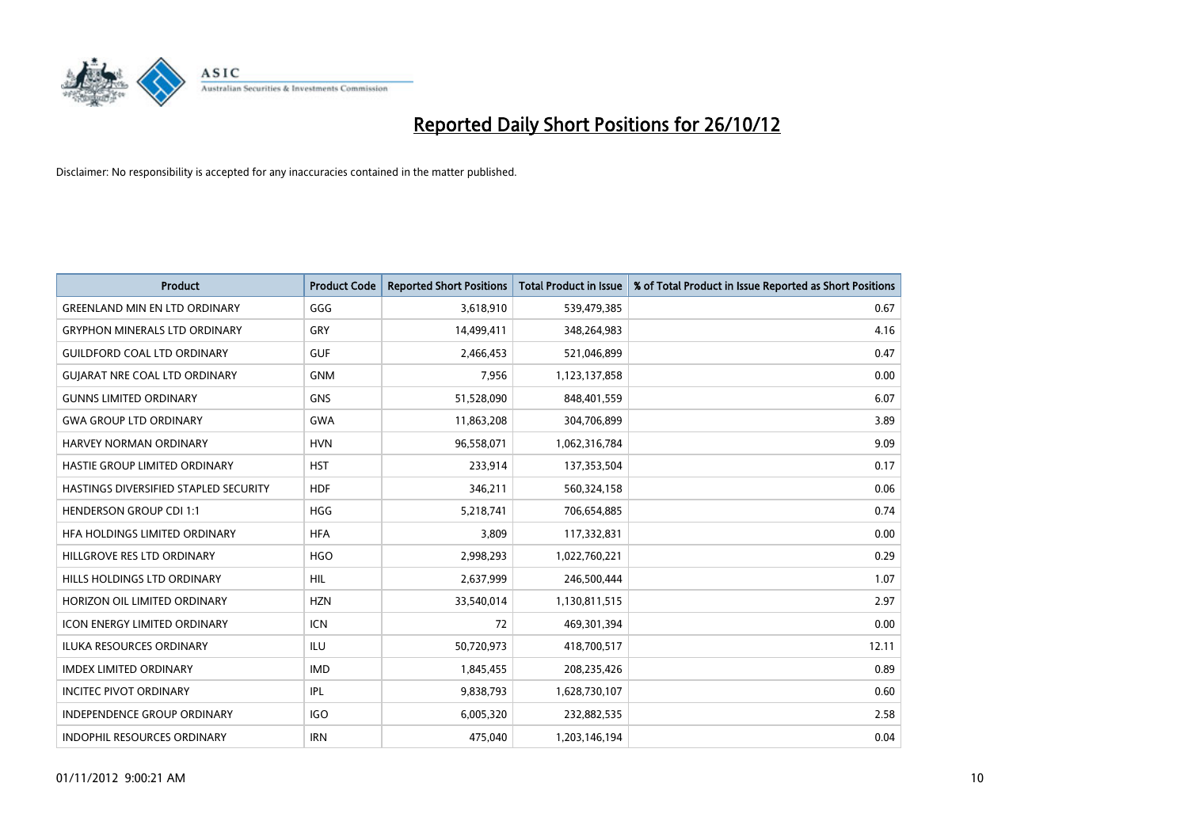# Reported Daily Short Positions for 26/10/12

Disclaimer: No responsibility is accepted for any inaccuracies contained in the matter published.

| Product | Product Code | Reported Short Positions | Total Product in Issue | % of Total Product in Issue Reported as Short Positions |
|---|---|---|---|---|
| GREENLAND MIN EN LTD ORDINARY | GGG | 3,618,910 | 539,479,385 | 0.67 |
| GRYPHON MINERALS LTD ORDINARY | GRY | 14,499,411 | 348,264,983 | 4.16 |
| GUILDFORD COAL LTD ORDINARY | GUF | 2,466,453 | 521,046,899 | 0.47 |
| GUJARAT NRE COAL LTD ORDINARY | GNM | 7,956 | 1,123,137,858 | 0.00 |
| GUNNS LIMITED ORDINARY | GNS | 51,528,090 | 848,401,559 | 6.07 |
| GWA GROUP LTD ORDINARY | GWA | 11,863,208 | 304,706,899 | 3.89 |
| HARVEY NORMAN ORDINARY | HVN | 96,558,071 | 1,062,316,784 | 9.09 |
| HASTIE GROUP LIMITED ORDINARY | HST | 233,914 | 137,353,504 | 0.17 |
| HASTINGS DIVERSIFIED STAPLED SECURITY | HDF | 346,211 | 560,324,158 | 0.06 |
| HENDERSON GROUP CDI 1:1 | HGG | 5,218,741 | 706,654,885 | 0.74 |
| HFA HOLDINGS LIMITED ORDINARY | HFA | 3,809 | 117,332,831 | 0.00 |
| HILLGROVE RES LTD ORDINARY | HGO | 2,998,293 | 1,022,760,221 | 0.29 |
| HILLS HOLDINGS LTD ORDINARY | HIL | 2,637,999 | 246,500,444 | 1.07 |
| HORIZON OIL LIMITED ORDINARY | HZN | 33,540,014 | 1,130,811,515 | 2.97 |
| ICON ENERGY LIMITED ORDINARY | ICN | 72 | 469,301,394 | 0.00 |
| ILUKA RESOURCES ORDINARY | ILU | 50,720,973 | 418,700,517 | 12.11 |
| IMDEX LIMITED ORDINARY | IMD | 1,845,455 | 208,235,426 | 0.89 |
| INCITEC PIVOT ORDINARY | IPL | 9,838,793 | 1,628,730,107 | 0.60 |
| INDEPENDENCE GROUP ORDINARY | IGO | 6,005,320 | 232,882,535 | 2.58 |
| INDOPHIL RESOURCES ORDINARY | IRN | 475,040 | 1,203,146,194 | 0.04 |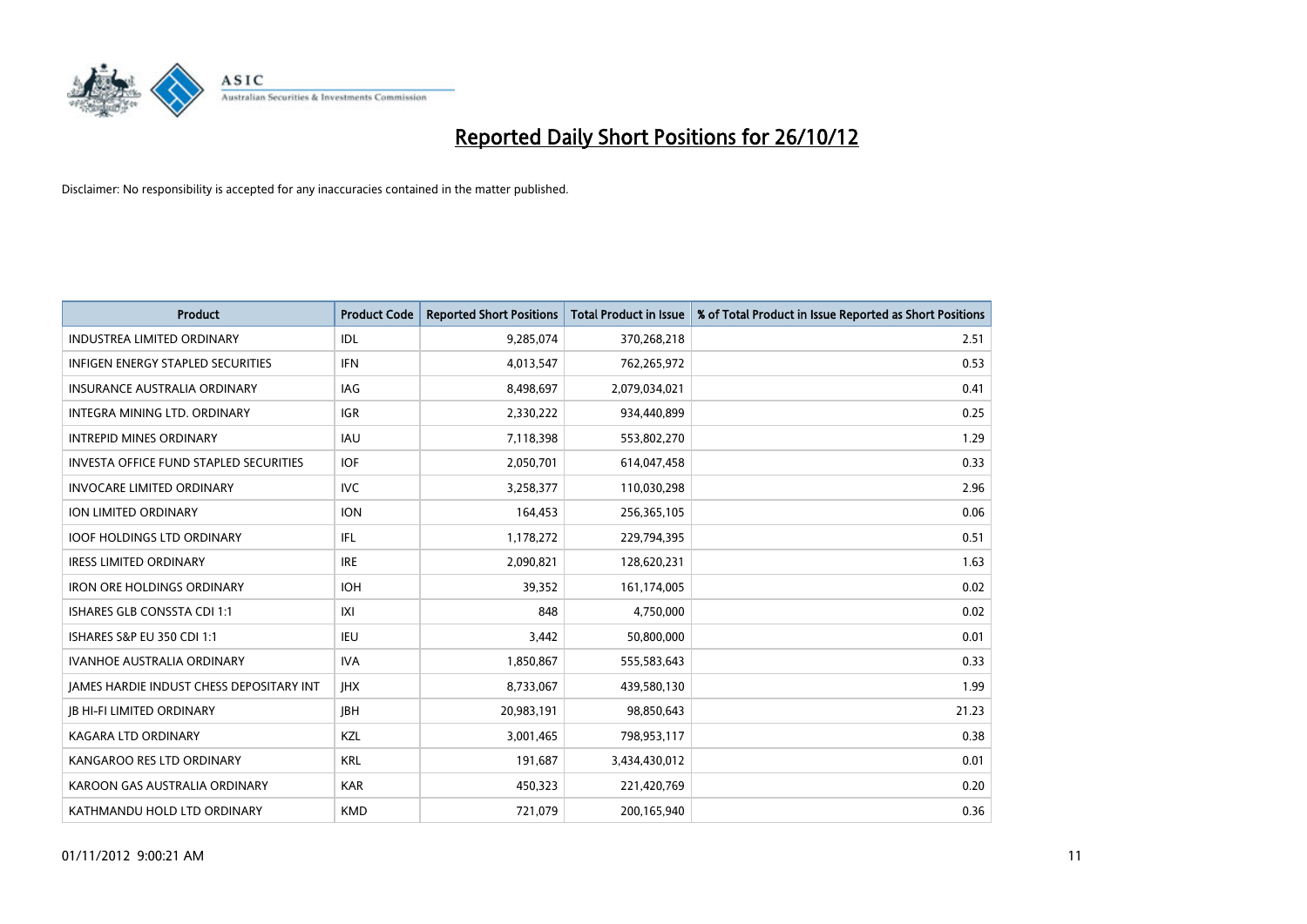# Reported Daily Short Positions for 26/10/12

Disclaimer: No responsibility is accepted for any inaccuracies contained in the matter published.

| Product | Product Code | Reported Short Positions | Total Product in Issue | % of Total Product in Issue Reported as Short Positions |
|---|---|---|---|---|
| INDUSTREA LIMITED ORDINARY | IDL | 9,285,074 | 370,268,218 | 2.51 |
| INFIGEN ENERGY STAPLED SECURITIES | IFN | 4,013,547 | 762,265,972 | 0.53 |
| INSURANCE AUSTRALIA ORDINARY | IAG | 8,498,697 | 2,079,034,021 | 0.41 |
| INTEGRA MINING LTD. ORDINARY | IGR | 2,330,222 | 934,440,899 | 0.25 |
| INTREPID MINES ORDINARY | IAU | 7,118,398 | 553,802,270 | 1.29 |
| INVESTA OFFICE FUND STAPLED SECURITIES | IOF | 2,050,701 | 614,047,458 | 0.33 |
| INVOCARE LIMITED ORDINARY | IVC | 3,258,377 | 110,030,298 | 2.96 |
| ION LIMITED ORDINARY | ION | 164,453 | 256,365,105 | 0.06 |
| IOOF HOLDINGS LTD ORDINARY | IFL | 1,178,272 | 229,794,395 | 0.51 |
| IRESS LIMITED ORDINARY | IRE | 2,090,821 | 128,620,231 | 1.63 |
| IRON ORE HOLDINGS ORDINARY | IOH | 39,352 | 161,174,005 | 0.02 |
| ISHARES GLB CONSSTA CDI 1:1 | IXI | 848 | 4,750,000 | 0.02 |
| ISHARES S&P EU 350 CDI 1:1 | IEU | 3,442 | 50,800,000 | 0.01 |
| IVANHOE AUSTRALIA ORDINARY | IVA | 1,850,867 | 555,583,643 | 0.33 |
| JAMES HARDIE INDUST CHESS DEPOSITARY INT | JHX | 8,733,067 | 439,580,130 | 1.99 |
| JB HI-FI LIMITED ORDINARY | JBH | 20,983,191 | 98,850,643 | 21.23 |
| KAGARA LTD ORDINARY | KZL | 3,001,465 | 798,953,117 | 0.38 |
| KANGAROO RES LTD ORDINARY | KRL | 191,687 | 3,434,430,012 | 0.01 |
| KAROON GAS AUSTRALIA ORDINARY | KAR | 450,323 | 221,420,769 | 0.20 |
| KATHMANDU HOLD LTD ORDINARY | KMD | 721,079 | 200,165,940 | 0.36 |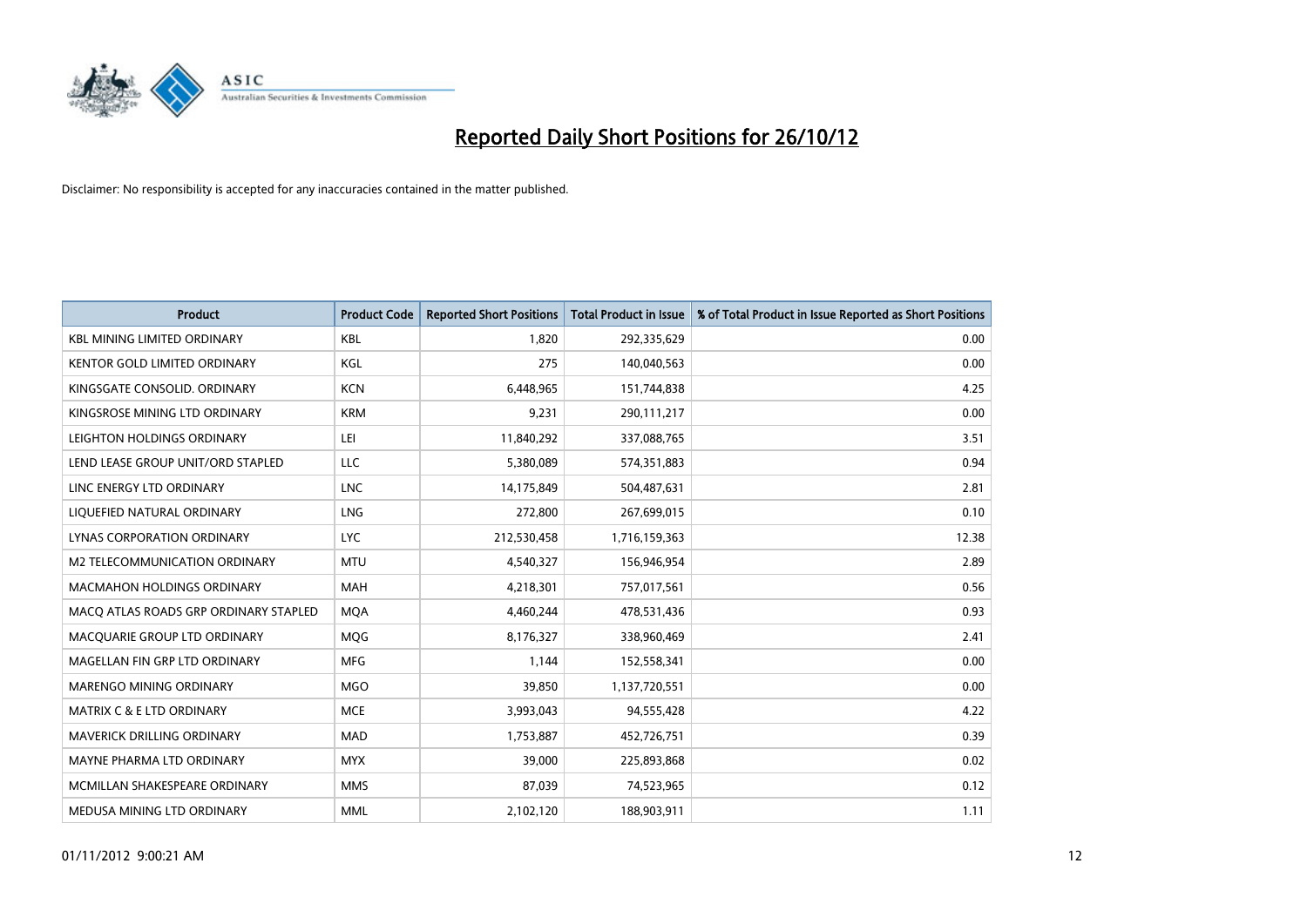# Reported Daily Short Positions for 26/10/12

Disclaimer: No responsibility is accepted for any inaccuracies contained in the matter published.

| Product | Product Code | Reported Short Positions | Total Product in Issue | % of Total Product in Issue Reported as Short Positions |
|---|---|---|---|---|
| KBL MINING LIMITED ORDINARY | KBL | 1,820 | 292,335,629 | 0.00 |
| KENTOR GOLD LIMITED ORDINARY | KGL | 275 | 140,040,563 | 0.00 |
| KINGSGATE CONSOLID. ORDINARY | KCN | 6,448,965 | 151,744,838 | 4.25 |
| KINGSROSE MINING LTD ORDINARY | KRM | 9,231 | 290,111,217 | 0.00 |
| LEIGHTON HOLDINGS ORDINARY | LEI | 11,840,292 | 337,088,765 | 3.51 |
| LEND LEASE GROUP UNIT/ORD STAPLED | LLC | 5,380,089 | 574,351,883 | 0.94 |
| LINC ENERGY LTD ORDINARY | LNC | 14,175,849 | 504,487,631 | 2.81 |
| LIQUEFIED NATURAL ORDINARY | LNG | 272,800 | 267,699,015 | 0.10 |
| LYNAS CORPORATION ORDINARY | LYC | 212,530,458 | 1,716,159,363 | 12.38 |
| M2 TELECOMMUNICATION ORDINARY | MTU | 4,540,327 | 156,946,954 | 2.89 |
| MACMAHON HOLDINGS ORDINARY | MAH | 4,218,301 | 757,017,561 | 0.56 |
| MACQ ATLAS ROADS GRP ORDINARY STAPLED | MQA | 4,460,244 | 478,531,436 | 0.93 |
| MACQUARIE GROUP LTD ORDINARY | MQG | 8,176,327 | 338,960,469 | 2.41 |
| MAGELLAN FIN GRP LTD ORDINARY | MFG | 1,144 | 152,558,341 | 0.00 |
| MARENGO MINING ORDINARY | MGO | 39,850 | 1,137,720,551 | 0.00 |
| MATRIX C & E LTD ORDINARY | MCE | 3,993,043 | 94,555,428 | 4.22 |
| MAVERICK DRILLING ORDINARY | MAD | 1,753,887 | 452,726,751 | 0.39 |
| MAYNE PHARMA LTD ORDINARY | MYX | 39,000 | 225,893,868 | 0.02 |
| MCMILLAN SHAKESPEARE ORDINARY | MMS | 87,039 | 74,523,965 | 0.12 |
| MEDUSA MINING LTD ORDINARY | MML | 2,102,120 | 188,903,911 | 1.11 |

01/11/2012 9:00:21 AM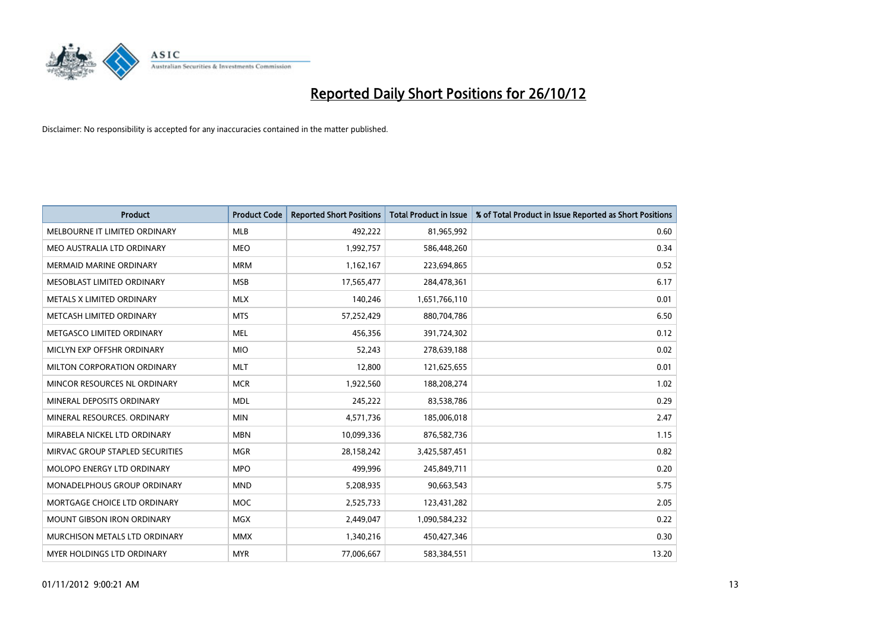# Reported Daily Short Positions for 26/10/12

Disclaimer: No responsibility is accepted for any inaccuracies contained in the matter published.

| Product | Product Code | Reported Short Positions | Total Product in Issue | % of Total Product in Issue Reported as Short Positions |
|---|---|---|---|---|
| MELBOURNE IT LIMITED ORDINARY | MLB | 492,222 | 81,965,992 | 0.60 |
| MEO AUSTRALIA LTD ORDINARY | MEO | 1,992,757 | 586,448,260 | 0.34 |
| MERMAID MARINE ORDINARY | MRM | 1,162,167 | 223,694,865 | 0.52 |
| MESOBLAST LIMITED ORDINARY | MSB | 17,565,477 | 284,478,361 | 6.17 |
| METALS X LIMITED ORDINARY | MLX | 140,246 | 1,651,766,110 | 0.01 |
| METCASH LIMITED ORDINARY | MTS | 57,252,429 | 880,704,786 | 6.50 |
| METGASCO LIMITED ORDINARY | MEL | 456,356 | 391,724,302 | 0.12 |
| MICLYN EXP OFFSHR ORDINARY | MIO | 52,243 | 278,639,188 | 0.02 |
| MILTON CORPORATION ORDINARY | MLT | 12,800 | 121,625,655 | 0.01 |
| MINCOR RESOURCES NL ORDINARY | MCR | 1,922,560 | 188,208,274 | 1.02 |
| MINERAL DEPOSITS ORDINARY | MDL | 245,222 | 83,538,786 | 0.29 |
| MINERAL RESOURCES. ORDINARY | MIN | 4,571,736 | 185,006,018 | 2.47 |
| MIRABELA NICKEL LTD ORDINARY | MBN | 10,099,336 | 876,582,736 | 1.15 |
| MIRVAC GROUP STAPLED SECURITIES | MGR | 28,158,242 | 3,425,587,451 | 0.82 |
| MOLOPO ENERGY LTD ORDINARY | MPO | 499,996 | 245,849,711 | 0.20 |
| MONADELPHOUS GROUP ORDINARY | MND | 5,208,935 | 90,663,543 | 5.75 |
| MORTGAGE CHOICE LTD ORDINARY | MOC | 2,525,733 | 123,431,282 | 2.05 |
| MOUNT GIBSON IRON ORDINARY | MGX | 2,449,047 | 1,090,584,232 | 0.22 |
| MURCHISON METALS LTD ORDINARY | MMX | 1,340,216 | 450,427,346 | 0.30 |
| MYER HOLDINGS LTD ORDINARY | MYR | 77,006,667 | 583,384,551 | 13.20 |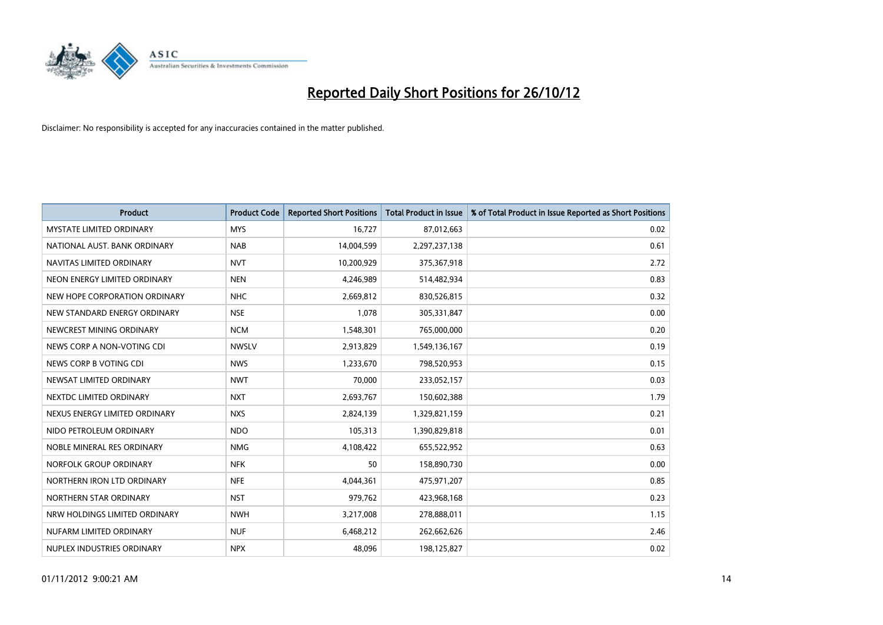# Reported Daily Short Positions for 26/10/12

Disclaimer: No responsibility is accepted for any inaccuracies contained in the matter published.

| Product | Product Code | Reported Short Positions | Total Product in Issue | % of Total Product in Issue Reported as Short Positions |
|---|---|---|---|---|
| MYSTATE LIMITED ORDINARY | MYS | 16,727 | 87,012,663 | 0.02 |
| NATIONAL AUST. BANK ORDINARY | NAB | 14,004,599 | 2,297,237,138 | 0.61 |
| NAVITAS LIMITED ORDINARY | NVT | 10,200,929 | 375,367,918 | 2.72 |
| NEON ENERGY LIMITED ORDINARY | NEN | 4,246,989 | 514,482,934 | 0.83 |
| NEW HOPE CORPORATION ORDINARY | NHC | 2,669,812 | 830,526,815 | 0.32 |
| NEW STANDARD ENERGY ORDINARY | NSE | 1,078 | 305,331,847 | 0.00 |
| NEWCREST MINING ORDINARY | NCM | 1,548,301 | 765,000,000 | 0.20 |
| NEWS CORP A NON-VOTING CDI | NWSLV | 2,913,829 | 1,549,136,167 | 0.19 |
| NEWS CORP B VOTING CDI | NWS | 1,233,670 | 798,520,953 | 0.15 |
| NEWSAT LIMITED ORDINARY | NWT | 70,000 | 233,052,157 | 0.03 |
| NEXTDC LIMITED ORDINARY | NXT | 2,693,767 | 150,602,388 | 1.79 |
| NEXUS ENERGY LIMITED ORDINARY | NXS | 2,824,139 | 1,329,821,159 | 0.21 |
| NIDO PETROLEUM ORDINARY | NDO | 105,313 | 1,390,829,818 | 0.01 |
| NOBLE MINERAL RES ORDINARY | NMG | 4,108,422 | 655,522,952 | 0.63 |
| NORFOLK GROUP ORDINARY | NFK | 50 | 158,890,730 | 0.00 |
| NORTHERN IRON LTD ORDINARY | NFE | 4,044,361 | 475,971,207 | 0.85 |
| NORTHERN STAR ORDINARY | NST | 979,762 | 423,968,168 | 0.23 |
| NRW HOLDINGS LIMITED ORDINARY | NWH | 3,217,008 | 278,888,011 | 1.15 |
| NUFARM LIMITED ORDINARY | NUF | 6,468,212 | 262,662,626 | 2.46 |
| NUPLEX INDUSTRIES ORDINARY | NPX | 48,096 | 198,125,827 | 0.02 |

01/11/2012 9:00:21 AM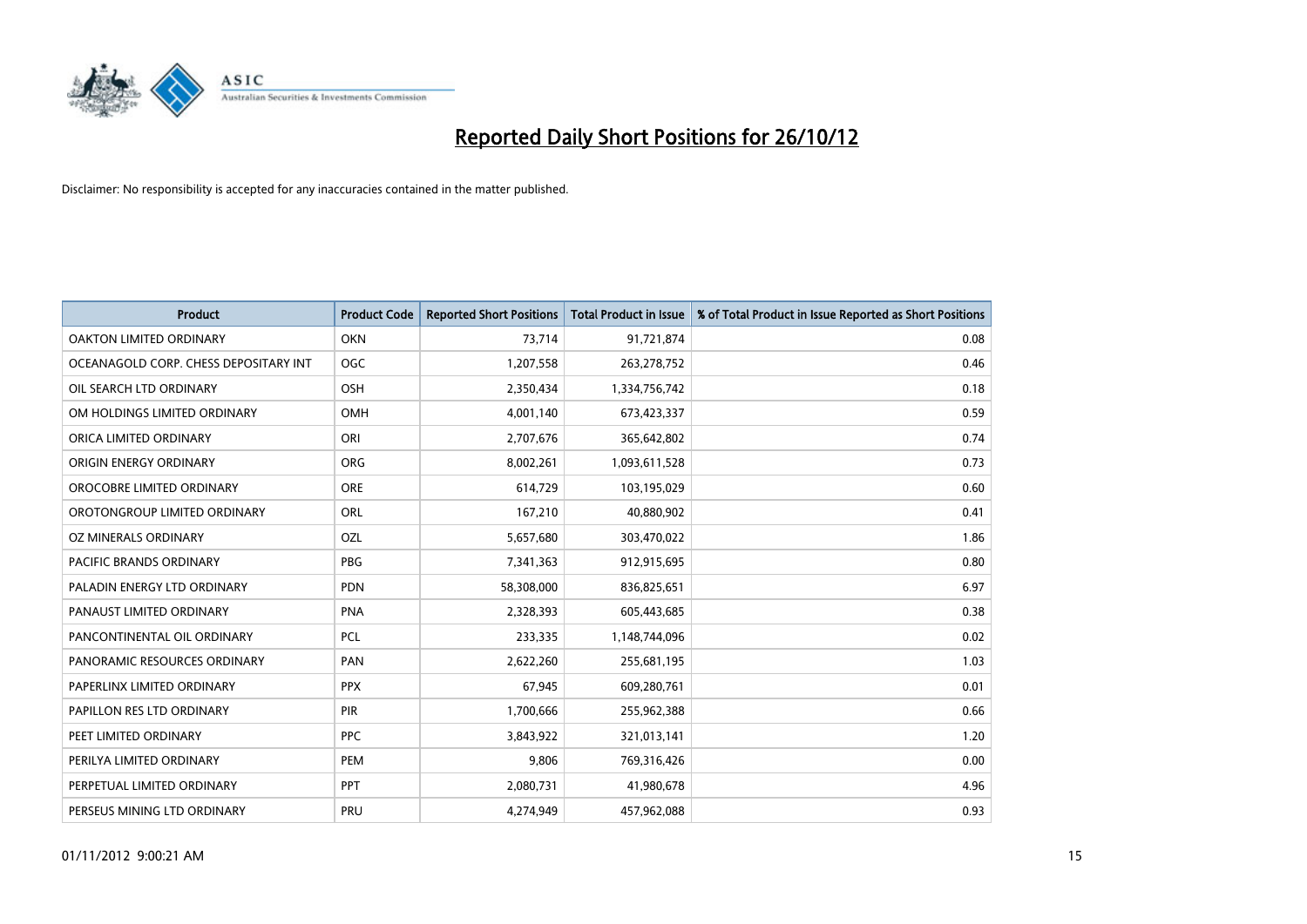# Reported Daily Short Positions for 26/10/12

Disclaimer: No responsibility is accepted for any inaccuracies contained in the matter published.

| Product | Product Code | Reported Short Positions | Total Product in Issue | % of Total Product in Issue Reported as Short Positions |
|---|---|---|---|---|
| OAKTON LIMITED ORDINARY | OKN | 73,714 | 91,721,874 | 0.08 |
| OCEANAGOLD CORP. CHESS DEPOSITARY INT | OGC | 1,207,558 | 263,278,752 | 0.46 |
| OIL SEARCH LTD ORDINARY | OSH | 2,350,434 | 1,334,756,742 | 0.18 |
| OM HOLDINGS LIMITED ORDINARY | OMH | 4,001,140 | 673,423,337 | 0.59 |
| ORICA LIMITED ORDINARY | ORI | 2,707,676 | 365,642,802 | 0.74 |
| ORIGIN ENERGY ORDINARY | ORG | 8,002,261 | 1,093,611,528 | 0.73 |
| OROCOBRE LIMITED ORDINARY | ORE | 614,729 | 103,195,029 | 0.60 |
| OROTONGROUP LIMITED ORDINARY | ORL | 167,210 | 40,880,902 | 0.41 |
| OZ MINERALS ORDINARY | OZL | 5,657,680 | 303,470,022 | 1.86 |
| PACIFIC BRANDS ORDINARY | PBG | 7,341,363 | 912,915,695 | 0.80 |
| PALADIN ENERGY LTD ORDINARY | PDN | 58,308,000 | 836,825,651 | 6.97 |
| PANAUST LIMITED ORDINARY | PNA | 2,328,393 | 605,443,685 | 0.38 |
| PANCONTINENTAL OIL ORDINARY | PCL | 233,335 | 1,148,744,096 | 0.02 |
| PANORAMIC RESOURCES ORDINARY | PAN | 2,622,260 | 255,681,195 | 1.03 |
| PAPERLINX LIMITED ORDINARY | PPX | 67,945 | 609,280,761 | 0.01 |
| PAPILLON RES LTD ORDINARY | PIR | 1,700,666 | 255,962,388 | 0.66 |
| PEET LIMITED ORDINARY | PPC | 3,843,922 | 321,013,141 | 1.20 |
| PERILYA LIMITED ORDINARY | PEM | 9,806 | 769,316,426 | 0.00 |
| PERPETUAL LIMITED ORDINARY | PPT | 2,080,731 | 41,980,678 | 4.96 |
| PERSEUS MINING LTD ORDINARY | PRU | 4,274,949 | 457,962,088 | 0.93 |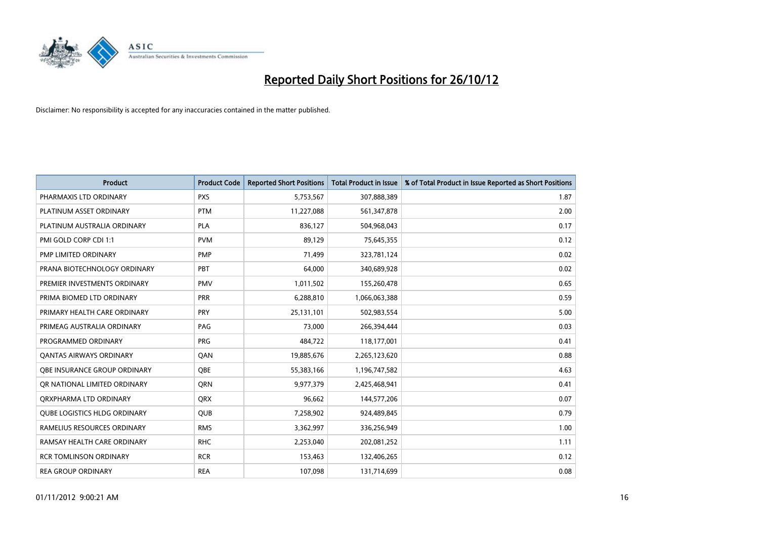# Reported Daily Short Positions for 26/10/12

Disclaimer: No responsibility is accepted for any inaccuracies contained in the matter published.

| Product | Product Code | Reported Short Positions | Total Product in Issue | % of Total Product in Issue Reported as Short Positions |
|---|---|---|---|---|
| PHARMAXIS LTD ORDINARY | PXS | 5,753,567 | 307,888,389 | 1.87 |
| PLATINUM ASSET ORDINARY | PTM | 11,227,088 | 561,347,878 | 2.00 |
| PLATINUM AUSTRALIA ORDINARY | PLA | 836,127 | 504,968,043 | 0.17 |
| PMI GOLD CORP CDI 1:1 | PVM | 89,129 | 75,645,355 | 0.12 |
| PMP LIMITED ORDINARY | PMP | 71,499 | 323,781,124 | 0.02 |
| PRANA BIOTECHNOLOGY ORDINARY | PBT | 64,000 | 340,689,928 | 0.02 |
| PREMIER INVESTMENTS ORDINARY | PMV | 1,011,502 | 155,260,478 | 0.65 |
| PRIMA BIOMED LTD ORDINARY | PRR | 6,288,810 | 1,066,063,388 | 0.59 |
| PRIMARY HEALTH CARE ORDINARY | PRY | 25,131,101 | 502,983,554 | 5.00 |
| PRIMEAG AUSTRALIA ORDINARY | PAG | 73,000 | 266,394,444 | 0.03 |
| PROGRAMMED ORDINARY | PRG | 484,722 | 118,177,001 | 0.41 |
| QANTAS AIRWAYS ORDINARY | QAN | 19,885,676 | 2,265,123,620 | 0.88 |
| QBE INSURANCE GROUP ORDINARY | QBE | 55,383,166 | 1,196,747,582 | 4.63 |
| QR NATIONAL LIMITED ORDINARY | QRN | 9,977,379 | 2,425,468,941 | 0.41 |
| QRXPHARMA LTD ORDINARY | QRX | 96,662 | 144,577,206 | 0.07 |
| QUBE LOGISTICS HLDG ORDINARY | QUB | 7,258,902 | 924,489,845 | 0.79 |
| RAMELIUS RESOURCES ORDINARY | RMS | 3,362,997 | 336,256,949 | 1.00 |
| RAMSAY HEALTH CARE ORDINARY | RHC | 2,253,040 | 202,081,252 | 1.11 |
| RCR TOMLINSON ORDINARY | RCR | 153,463 | 132,406,265 | 0.12 |
| REA GROUP ORDINARY | REA | 107,098 | 131,714,699 | 0.08 |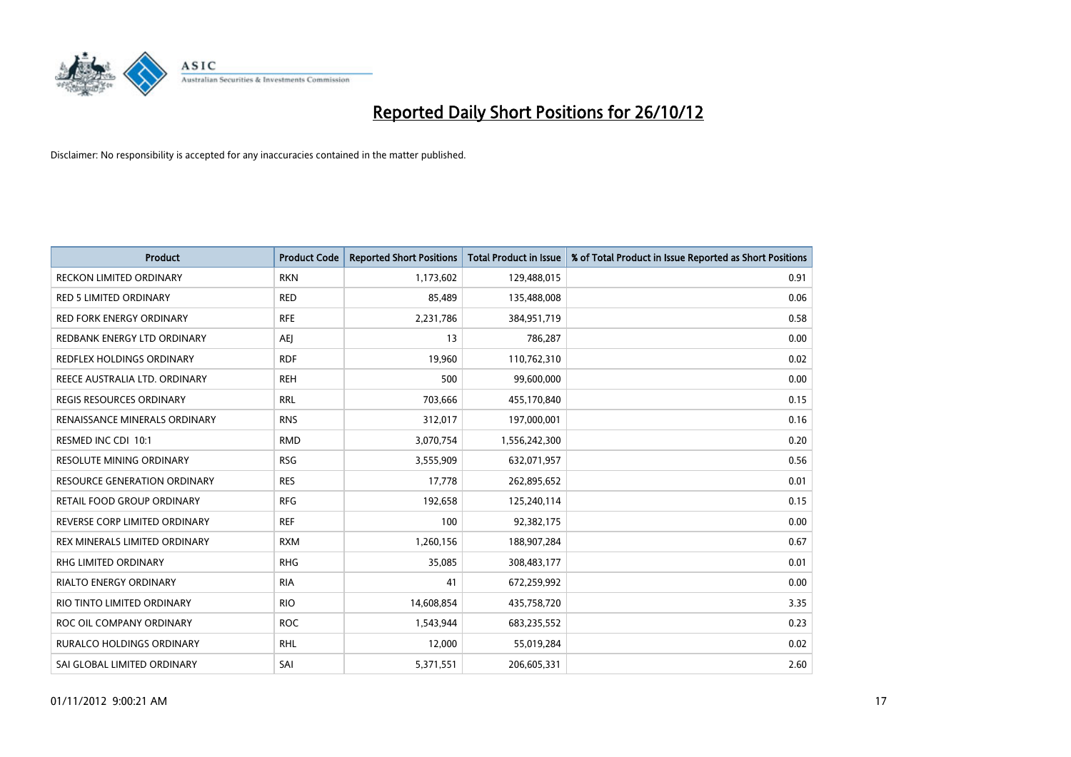# Reported Daily Short Positions for 26/10/12

Disclaimer: No responsibility is accepted for any inaccuracies contained in the matter published.

| Product | Product Code | Reported Short Positions | Total Product in Issue | % of Total Product in Issue Reported as Short Positions |
|---|---|---|---|---|
| RECKON LIMITED ORDINARY | RKN | 1,173,602 | 129,488,015 | 0.91 |
| RED 5 LIMITED ORDINARY | RED | 85,489 | 135,488,008 | 0.06 |
| RED FORK ENERGY ORDINARY | RFE | 2,231,786 | 384,951,719 | 0.58 |
| REDBANK ENERGY LTD ORDINARY | AEJ | 13 | 786,287 | 0.00 |
| REDFLEX HOLDINGS ORDINARY | RDF | 19,960 | 110,762,310 | 0.02 |
| REECE AUSTRALIA LTD. ORDINARY | REH | 500 | 99,600,000 | 0.00 |
| REGIS RESOURCES ORDINARY | RRL | 703,666 | 455,170,840 | 0.15 |
| RENAISSANCE MINERALS ORDINARY | RNS | 312,017 | 197,000,001 | 0.16 |
| RESMED INC CDI 10:1 | RMD | 3,070,754 | 1,556,242,300 | 0.20 |
| RESOLUTE MINING ORDINARY | RSG | 3,555,909 | 632,071,957 | 0.56 |
| RESOURCE GENERATION ORDINARY | RES | 17,778 | 262,895,652 | 0.01 |
| RETAIL FOOD GROUP ORDINARY | RFG | 192,658 | 125,240,114 | 0.15 |
| REVERSE CORP LIMITED ORDINARY | REF | 100 | 92,382,175 | 0.00 |
| REX MINERALS LIMITED ORDINARY | RXM | 1,260,156 | 188,907,284 | 0.67 |
| RHG LIMITED ORDINARY | RHG | 35,085 | 308,483,177 | 0.01 |
| RIALTO ENERGY ORDINARY | RIA | 41 | 672,259,992 | 0.00 |
| RIO TINTO LIMITED ORDINARY | RIO | 14,608,854 | 435,758,720 | 3.35 |
| ROC OIL COMPANY ORDINARY | ROC | 1,543,944 | 683,235,552 | 0.23 |
| RURALCO HOLDINGS ORDINARY | RHL | 12,000 | 55,019,284 | 0.02 |
| SAI GLOBAL LIMITED ORDINARY | SAI | 5,371,551 | 206,605,331 | 2.60 |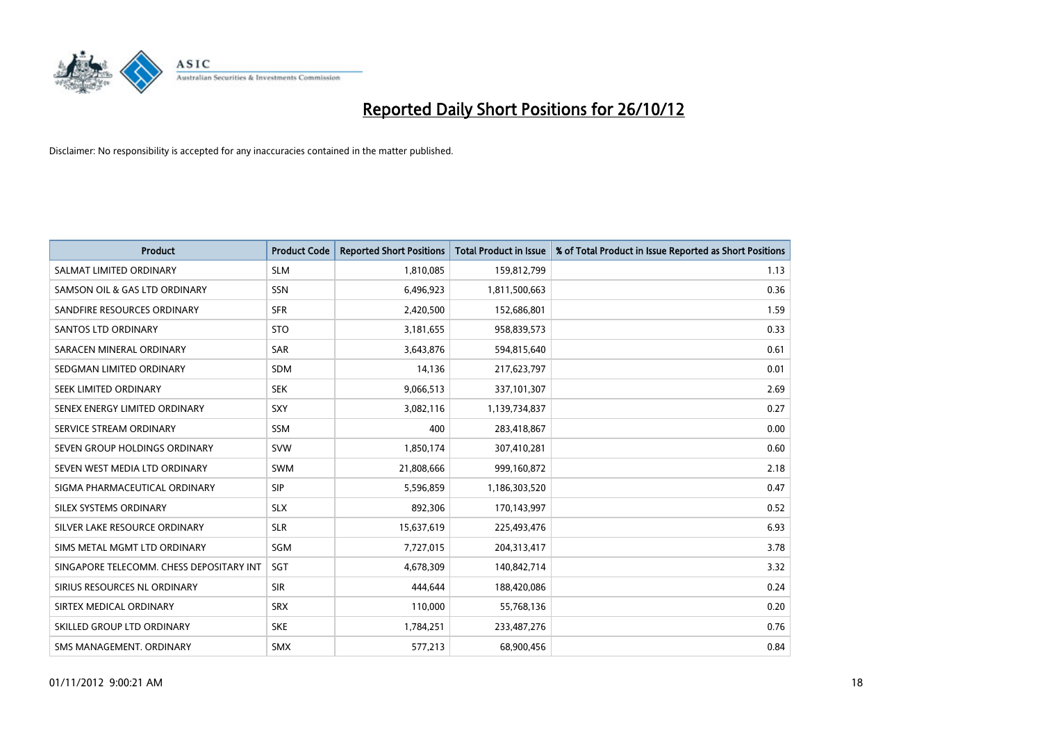# Reported Daily Short Positions for 26/10/12

Disclaimer: No responsibility is accepted for any inaccuracies contained in the matter published.

| Product | Product Code | Reported Short Positions | Total Product in Issue | % of Total Product in Issue Reported as Short Positions |
|---|---|---|---|---|
| SALMAT LIMITED ORDINARY | SLM | 1,810,085 | 159,812,799 | 1.13 |
| SAMSON OIL & GAS LTD ORDINARY | SSN | 6,496,923 | 1,811,500,663 | 0.36 |
| SANDFIRE RESOURCES ORDINARY | SFR | 2,420,500 | 152,686,801 | 1.59 |
| SANTOS LTD ORDINARY | STO | 3,181,655 | 958,839,573 | 0.33 |
| SARACEN MINERAL ORDINARY | SAR | 3,643,876 | 594,815,640 | 0.61 |
| SEDGMAN LIMITED ORDINARY | SDM | 14,136 | 217,623,797 | 0.01 |
| SEEK LIMITED ORDINARY | SEK | 9,066,513 | 337,101,307 | 2.69 |
| SENEX ENERGY LIMITED ORDINARY | SXY | 3,082,116 | 1,139,734,837 | 0.27 |
| SERVICE STREAM ORDINARY | SSM | 400 | 283,418,867 | 0.00 |
| SEVEN GROUP HOLDINGS ORDINARY | SVW | 1,850,174 | 307,410,281 | 0.60 |
| SEVEN WEST MEDIA LTD ORDINARY | SWM | 21,808,666 | 999,160,872 | 2.18 |
| SIGMA PHARMACEUTICAL ORDINARY | SIP | 5,596,859 | 1,186,303,520 | 0.47 |
| SILEX SYSTEMS ORDINARY | SLX | 892,306 | 170,143,997 | 0.52 |
| SILVER LAKE RESOURCE ORDINARY | SLR | 15,637,619 | 225,493,476 | 6.93 |
| SIMS METAL MGMT LTD ORDINARY | SGM | 7,727,015 | 204,313,417 | 3.78 |
| SINGAPORE TELECOMM. CHESS DEPOSITARY INT | SGT | 4,678,309 | 140,842,714 | 3.32 |
| SIRIUS RESOURCES NL ORDINARY | SIR | 444,644 | 188,420,086 | 0.24 |
| SIRTEX MEDICAL ORDINARY | SRX | 110,000 | 55,768,136 | 0.20 |
| SKILLED GROUP LTD ORDINARY | SKE | 1,784,251 | 233,487,276 | 0.76 |
| SMS MANAGEMENT. ORDINARY | SMX | 577,213 | 68,900,456 | 0.84 |

01/11/2012 9:00:21 AM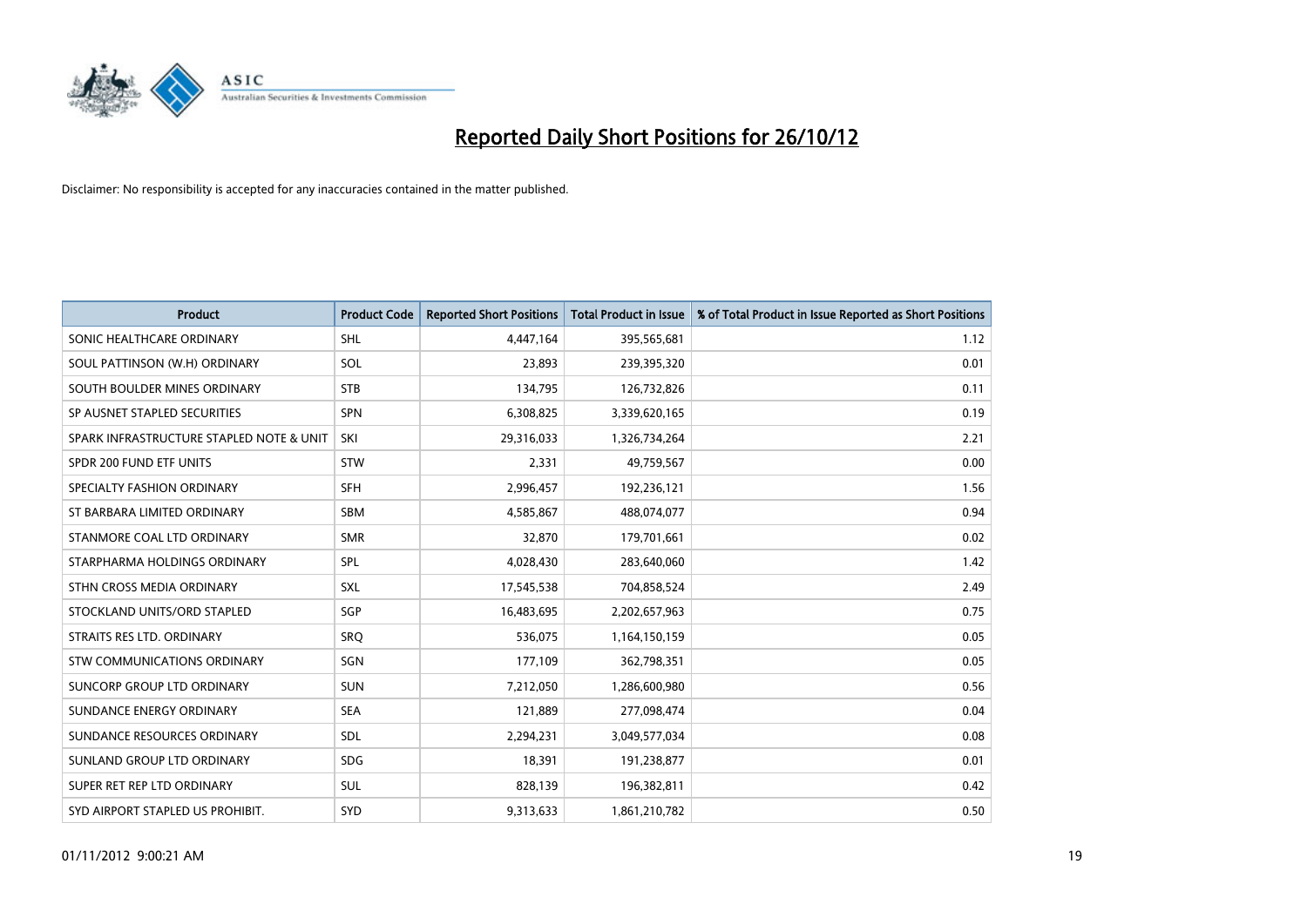# Reported Daily Short Positions for 26/10/12

Disclaimer: No responsibility is accepted for any inaccuracies contained in the matter published.

| Product | Product Code | Reported Short Positions | Total Product in Issue | % of Total Product in Issue Reported as Short Positions |
|---|---|---|---|---|
| SONIC HEALTHCARE ORDINARY | SHL | 4,447,164 | 395,565,681 | 1.12 |
| SOUL PATTINSON (W.H) ORDINARY | SOL | 23,893 | 239,395,320 | 0.01 |
| SOUTH BOULDER MINES ORDINARY | STB | 134,795 | 126,732,826 | 0.11 |
| SP AUSNET STAPLED SECURITIES | SPN | 6,308,825 | 3,339,620,165 | 0.19 |
| SPARK INFRASTRUCTURE STAPLED NOTE & UNIT | SKI | 29,316,033 | 1,326,734,264 | 2.21 |
| SPDR 200 FUND ETF UNITS | STW | 2,331 | 49,759,567 | 0.00 |
| SPECIALTY FASHION ORDINARY | SFH | 2,996,457 | 192,236,121 | 1.56 |
| ST BARBARA LIMITED ORDINARY | SBM | 4,585,867 | 488,074,077 | 0.94 |
| STANMORE COAL LTD ORDINARY | SMR | 32,870 | 179,701,661 | 0.02 |
| STARPHARMA HOLDINGS ORDINARY | SPL | 4,028,430 | 283,640,060 | 1.42 |
| STHN CROSS MEDIA ORDINARY | SXL | 17,545,538 | 704,858,524 | 2.49 |
| STOCKLAND UNITS/ORD STAPLED | SGP | 16,483,695 | 2,202,657,963 | 0.75 |
| STRAITS RES LTD. ORDINARY | SRQ | 536,075 | 1,164,150,159 | 0.05 |
| STW COMMUNICATIONS ORDINARY | SGN | 177,109 | 362,798,351 | 0.05 |
| SUNCORP GROUP LTD ORDINARY | SUN | 7,212,050 | 1,286,600,980 | 0.56 |
| SUNDANCE ENERGY ORDINARY | SEA | 121,889 | 277,098,474 | 0.04 |
| SUNDANCE RESOURCES ORDINARY | SDL | 2,294,231 | 3,049,577,034 | 0.08 |
| SUNLAND GROUP LTD ORDINARY | SDG | 18,391 | 191,238,877 | 0.01 |
| SUPER RET REP LTD ORDINARY | SUL | 828,139 | 196,382,811 | 0.42 |
| SYD AIRPORT STAPLED US PROHIBIT. | SYD | 9,313,633 | 1,861,210,782 | 0.50 |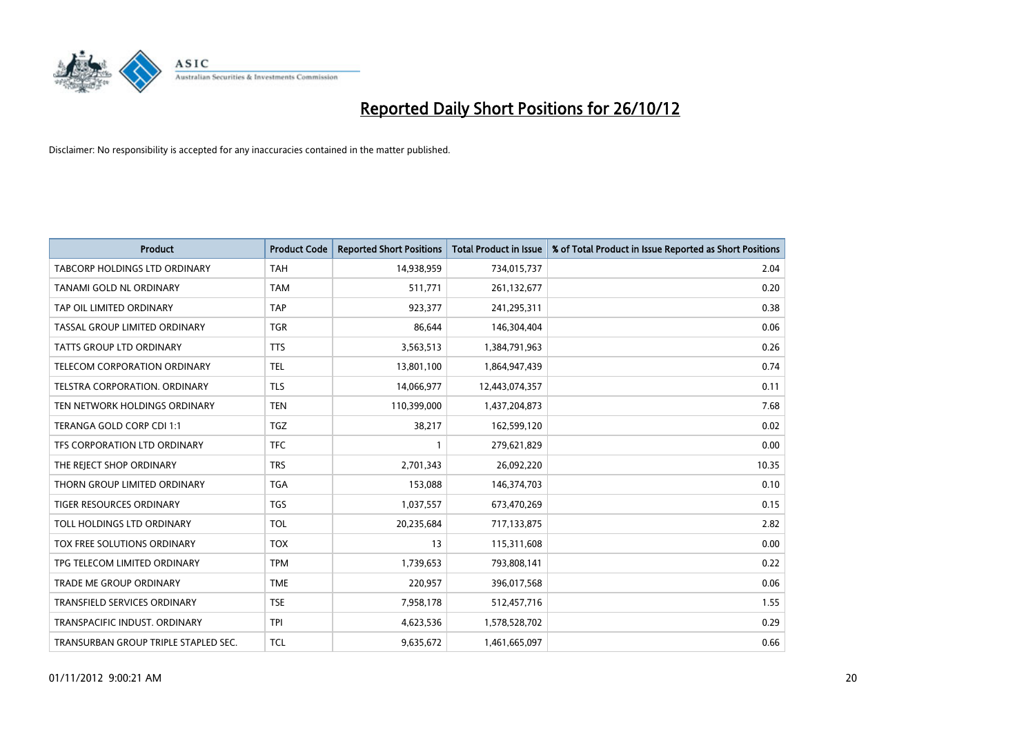# Reported Daily Short Positions for 26/10/12

Disclaimer: No responsibility is accepted for any inaccuracies contained in the matter published.

| Product | Product Code | Reported Short Positions | Total Product in Issue | % of Total Product in Issue Reported as Short Positions |
|---|---|---|---|---|
| TABCORP HOLDINGS LTD ORDINARY | TAH | 14,938,959 | 734,015,737 | 2.04 |
| TANAMI GOLD NL ORDINARY | TAM | 511,771 | 261,132,677 | 0.20 |
| TAP OIL LIMITED ORDINARY | TAP | 923,377 | 241,295,311 | 0.38 |
| TASSAL GROUP LIMITED ORDINARY | TGR | 86,644 | 146,304,404 | 0.06 |
| TATTS GROUP LTD ORDINARY | TTS | 3,563,513 | 1,384,791,963 | 0.26 |
| TELECOM CORPORATION ORDINARY | TEL | 13,801,100 | 1,864,947,439 | 0.74 |
| TELSTRA CORPORATION. ORDINARY | TLS | 14,066,977 | 12,443,074,357 | 0.11 |
| TEN NETWORK HOLDINGS ORDINARY | TEN | 110,399,000 | 1,437,204,873 | 7.68 |
| TERANGA GOLD CORP CDI 1:1 | TGZ | 38,217 | 162,599,120 | 0.02 |
| TFS CORPORATION LTD ORDINARY | TFC | 1 | 279,621,829 | 0.00 |
| THE REJECT SHOP ORDINARY | TRS | 2,701,343 | 26,092,220 | 10.35 |
| THORN GROUP LIMITED ORDINARY | TGA | 153,088 | 146,374,703 | 0.10 |
| TIGER RESOURCES ORDINARY | TGS | 1,037,557 | 673,470,269 | 0.15 |
| TOLL HOLDINGS LTD ORDINARY | TOL | 20,235,684 | 717,133,875 | 2.82 |
| TOX FREE SOLUTIONS ORDINARY | TOX | 13 | 115,311,608 | 0.00 |
| TPG TELECOM LIMITED ORDINARY | TPM | 1,739,653 | 793,808,141 | 0.22 |
| TRADE ME GROUP ORDINARY | TME | 220,957 | 396,017,568 | 0.06 |
| TRANSFIELD SERVICES ORDINARY | TSE | 7,958,178 | 512,457,716 | 1.55 |
| TRANSPACIFIC INDUST. ORDINARY | TPI | 4,623,536 | 1,578,528,702 | 0.29 |
| TRANSURBAN GROUP TRIPLE STAPLED SEC. | TCL | 9,635,672 | 1,461,665,097 | 0.66 |

01/11/2012 9:00:21 AM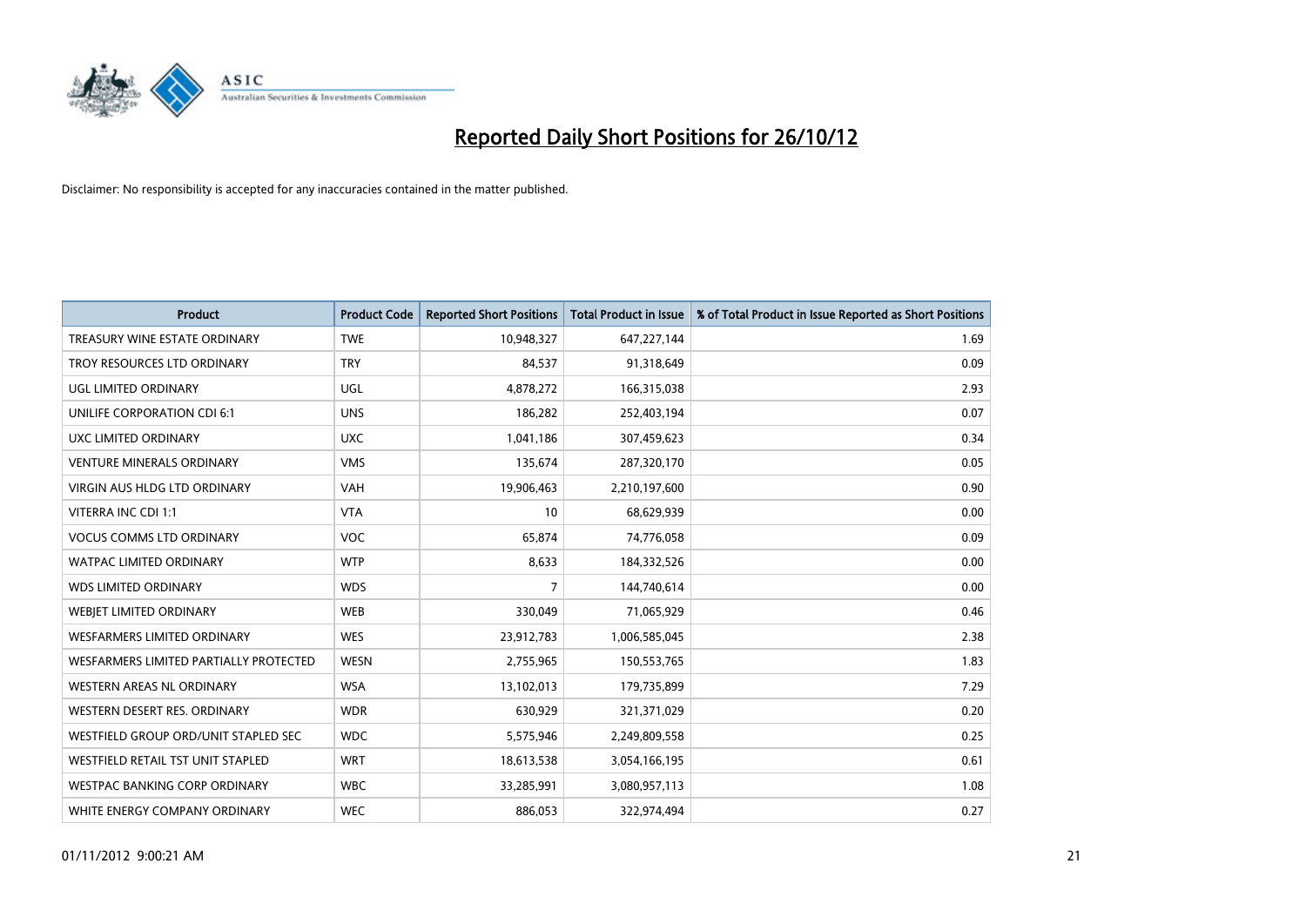# Reported Daily Short Positions for 26/10/12

Disclaimer: No responsibility is accepted for any inaccuracies contained in the matter published.

| Product | Product Code | Reported Short Positions | Total Product in Issue | % of Total Product in Issue Reported as Short Positions |
|---|---|---|---|---|
| TREASURY WINE ESTATE ORDINARY | TWE | 10,948,327 | 647,227,144 | 1.69 |
| TROY RESOURCES LTD ORDINARY | TRY | 84,537 | 91,318,649 | 0.09 |
| UGL LIMITED ORDINARY | UGL | 4,878,272 | 166,315,038 | 2.93 |
| UNILIFE CORPORATION CDI 6:1 | UNS | 186,282 | 252,403,194 | 0.07 |
| UXC LIMITED ORDINARY | UXC | 1,041,186 | 307,459,623 | 0.34 |
| VENTURE MINERALS ORDINARY | VMS | 135,674 | 287,320,170 | 0.05 |
| VIRGIN AUS HLDG LTD ORDINARY | VAH | 19,906,463 | 2,210,197,600 | 0.90 |
| VITERRA INC CDI 1:1 | VTA | 10 | 68,629,939 | 0.00 |
| VOCUS COMMS LTD ORDINARY | VOC | 65,874 | 74,776,058 | 0.09 |
| WATPAC LIMITED ORDINARY | WTP | 8,633 | 184,332,526 | 0.00 |
| WDS LIMITED ORDINARY | WDS | 7 | 144,740,614 | 0.00 |
| WEBJET LIMITED ORDINARY | WEB | 330,049 | 71,065,929 | 0.46 |
| WESFARMERS LIMITED ORDINARY | WES | 23,912,783 | 1,006,585,045 | 2.38 |
| WESFARMERS LIMITED PARTIALLY PROTECTED | WESN | 2,755,965 | 150,553,765 | 1.83 |
| WESTERN AREAS NL ORDINARY | WSA | 13,102,013 | 179,735,899 | 7.29 |
| WESTERN DESERT RES. ORDINARY | WDR | 630,929 | 321,371,029 | 0.20 |
| WESTFIELD GROUP ORD/UNIT STAPLED SEC | WDC | 5,575,946 | 2,249,809,558 | 0.25 |
| WESTFIELD RETAIL TST UNIT STAPLED | WRT | 18,613,538 | 3,054,166,195 | 0.61 |
| WESTPAC BANKING CORP ORDINARY | WBC | 33,285,991 | 3,080,957,113 | 1.08 |
| WHITE ENERGY COMPANY ORDINARY | WEC | 886,053 | 322,974,494 | 0.27 |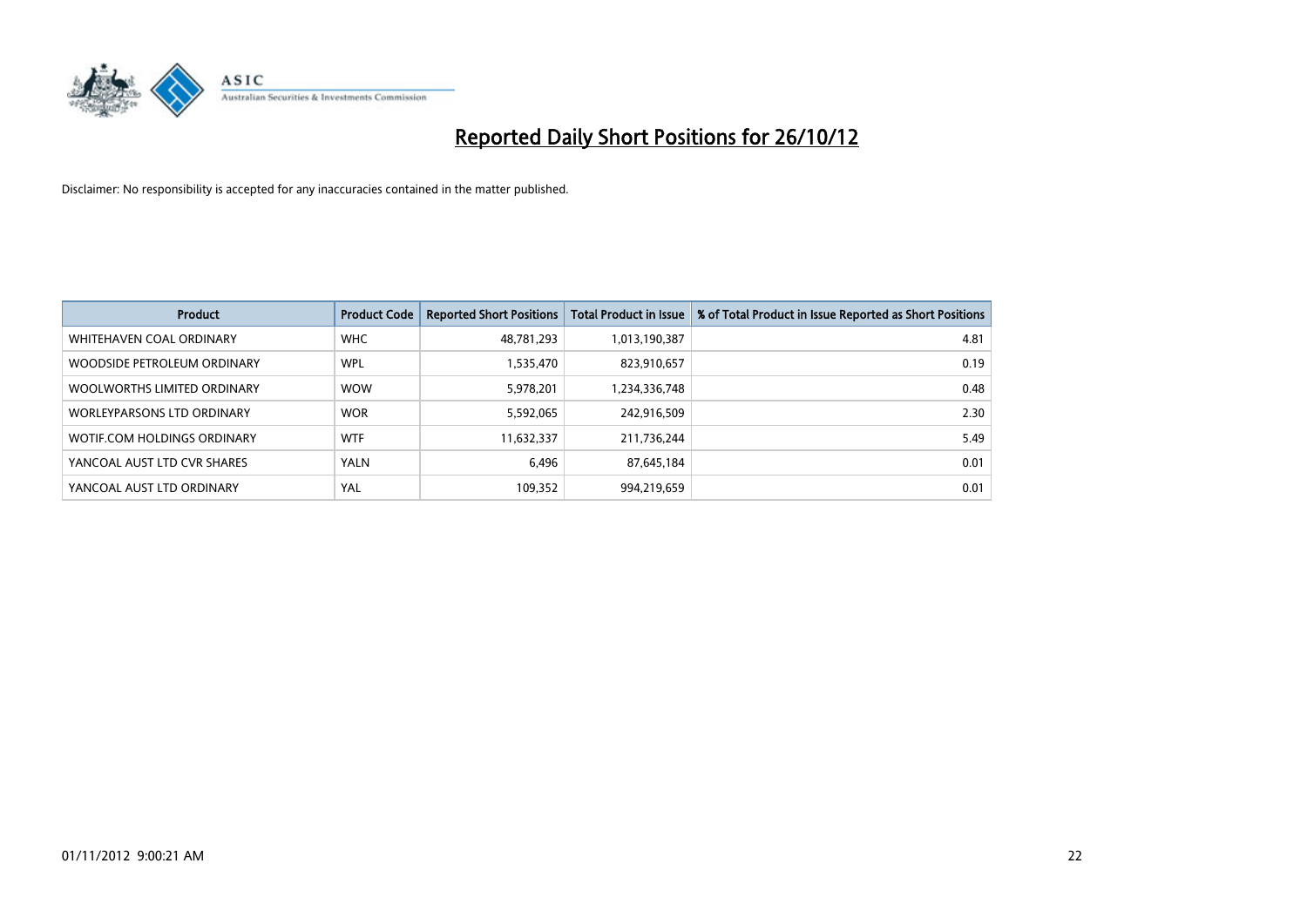# Reported Daily Short Positions for 26/10/12

Disclaimer: No responsibility is accepted for any inaccuracies contained in the matter published.

| Product | Product Code | Reported Short Positions | Total Product in Issue | % of Total Product in Issue Reported as Short Positions |
|---|---|---|---|---|
| WHITEHAVEN COAL ORDINARY | WHC | 48,781,293 | 1,013,190,387 | 4.81 |
| WOODSIDE PETROLEUM ORDINARY | WPL | 1,535,470 | 823,910,657 | 0.19 |
| WOOLWORTHS LIMITED ORDINARY | WOW | 5,978,201 | 1,234,336,748 | 0.48 |
| WORLEYPARSONS LTD ORDINARY | WOR | 5,592,065 | 242,916,509 | 2.30 |
| WOTIF.COM HOLDINGS ORDINARY | WTF | 11,632,337 | 211,736,244 | 5.49 |
| YANCOAL AUST LTD CVR SHARES | YALN | 6,496 | 87,645,184 | 0.01 |
| YANCOAL AUST LTD ORDINARY | YAL | 109,352 | 994,219,659 | 0.01 |

01/11/2012 9:00:21 AM